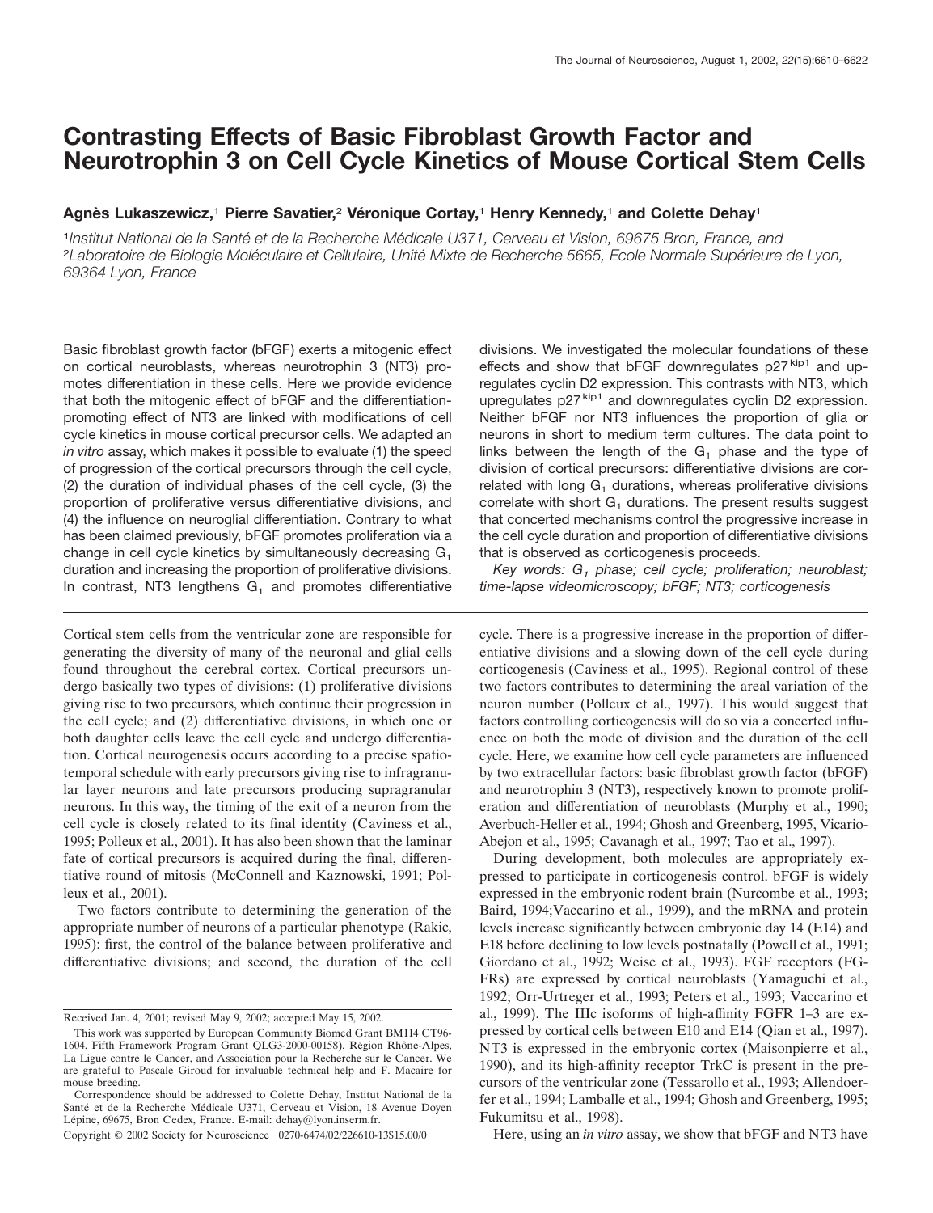# Contrasting Effects of Basic Fibroblast Growth Factor and Neurotrophin 3 on Cell Cycle Kinetics of Mouse Cortical Stem Cells

**Agnès Lukaszewicz,[1] Pierre Savatier,[2] Véronique Cortay,[1] Henry Kennedy,[1] and Colette Dehay[1]**

[1]*Institut National de la Santé et de la Recherche Médicale U371, Cerveau et Vision, 69675 Bron, France, and* [2]*Laboratoire de Biologie Moléculaire et Cellulaire, Unité Mixte de Recherche 5665, Ecole Normale Supérieure de Lyon, 69364 Lyon, France*

Basic fibroblast growth factor (bFGF) exerts a mitogenic effect on cortical neuroblasts, whereas neurotrophin 3 (NT3) promotes differentiation in these cells. Here we provide evidence that both the mitogenic effect of bFGF and the differentiation-promoting effect of NT3 are linked with modifications of cell cycle kinetics in mouse cortical precursor cells. We adapted an *in vitro* assay, which makes it possible to evaluate (1) the speed of progression of the cortical precursors through the cell cycle, (2) the duration of individual phases of the cell cycle, (3) the proportion of proliferative versus differentiative divisions, and (4) the influence on neuroglial differentiation. Contrary to what has been claimed previously, bFGF promotes proliferation via a change in cell cycle kinetics by simultaneously decreasing $G_1$ duration and increasing the proportion of proliferative divisions. In contrast, NT3 lengthens $G_1$ and promotes differentiative divisions. We investigated the molecular foundations of these effects and show that bFGF downregulates $p27^{kip1}$ and upregulates cyclin D2 expression. This contrasts with NT3, which upregulates $p27^{kip1}$ and downregulates cyclin D2 expression. Neither bFGF nor NT3 influences the proportion of glia or neurons in short to medium term cultures. The data point to links between the length of the $G_1$ phase and the type of division of cortical precursors: differentiative divisions are correlated with long $G_1$ durations, whereas proliferative divisions correlate with short $G_1$ durations. The present results suggest that concerted mechanisms control the progressive increase in the cell cycle duration and proportion of differentiative divisions that is observed as corticogenesis proceeds.

*Key words: $G_1$ phase; cell cycle; proliferation; neuroblast; time-lapse videomicroscopy; bFGF; NT3; corticogenesis*

Cortical stem cells from the ventricular zone are responsible for generating the diversity of many of the neuronal and glial cells found throughout the cerebral cortex. Cortical precursors undergo basically two types of divisions: (1) proliferative divisions giving rise to two precursors, which continue their progression in the cell cycle; and (2) differentiative divisions, in which one or both daughter cells leave the cell cycle and undergo differentiation. Cortical neurogenesis occurs according to a precise spatiotemporal schedule with early precursors giving rise to infragranular layer neurons and late precursors producing supragranular neurons. In this way, the timing of the exit of a neuron from the cell cycle is closely related to its final identity (Caviness et al., 1995; Polleux et al., 2001). It has also been shown that the laminar fate of cortical precursors is acquired during the final, differentiative round of mitosis (McConnell and Kaznowski, 1991; Polleux et al., 2001).

Two factors contribute to determining the generation of the appropriate number of neurons of a particular phenotype (Rakic, 1995): first, the control of the balance between proliferative and differentiative divisions; and second, the duration of the cell cycle. There is a progressive increase in the proportion of differentiative divisions and a slowing down of the cell cycle during corticogenesis (Caviness et al., 1995). Regional control of these two factors contributes to determining the areal variation of the neuron number (Polleux et al., 1997). This would suggest that factors controlling corticogenesis will do so via a concerted influence on both the mode of division and the duration of the cell cycle. Here, we examine how cell cycle parameters are influenced by two extracellular factors: basic fibroblast growth factor (bFGF) and neurotrophin 3 (NT3), respectively known to promote proliferation and differentiation of neuroblasts (Murphy et al., 1990; Averbuch-Heller et al., 1994; Ghosh and Greenberg, 1995, Vicario-Abejon et al., 1995; Cavanagh et al., 1997; Tao et al., 1997).

During development, both molecules are appropriately expressed to participate in corticogenesis control. bFGF is widely expressed in the embryonic rodent brain (Nurcombe et al., 1993; Baird, 1994;Vaccarino et al., 1999), and the mRNA and protein levels increase significantly between embryonic day 14 (E14) and E18 before declining to low levels postnatally (Powell et al., 1991; Giordano et al., 1992; Weise et al., 1993). FGF receptors (FGFRs) are expressed by cortical neuroblasts (Yamaguchi et al., 1992; Orr-Urtreger et al., 1993; Peters et al., 1993; Vaccarino et al., 1999). The IIIc isoforms of high-affinity FGFR 1–3 are expressed by cortical cells between E10 and E14 (Qian et al., 1997). NT3 is expressed in the embryonic cortex (Maisonpierre et al., 1990), and its high-affinity receptor TrkC is present in the precursors of the ventricular zone (Tessarollo et al., 1993; Allendoerfer et al., 1994; Lamballe et al., 1994; Ghosh and Greenberg, 1995; Fukumitsu et al., 1998).

Here, using an *in vitro* assay, we show that bFGF and NT3 have

---

Received Jan. 4, 2001; revised May 9, 2002; accepted May 15, 2002.

This work was supported by European Community Biomed Grant BMH4 CT96-1604, Fifth Framework Program Grant QLG3-2000-00158), Région Rhône-Alpes, La Ligue contre le Cancer, and Association pour la Recherche sur le Cancer. We are grateful to Pascale Giroud for invaluable technical help and F. Macaire for mouse breeding.

Correspondence should be addressed to Colette Dehay, Institut National de la Santé et de la Recherche Médicale U371, Cerveau et Vision, 18 Avenue Doyen Lépine, 69675, Bron Cedex, France. E-mail: dehay@lyon.inserm.fr.

Copyright © 2002 Society for Neuroscience 0270-6474/02/226610-13$15.00/0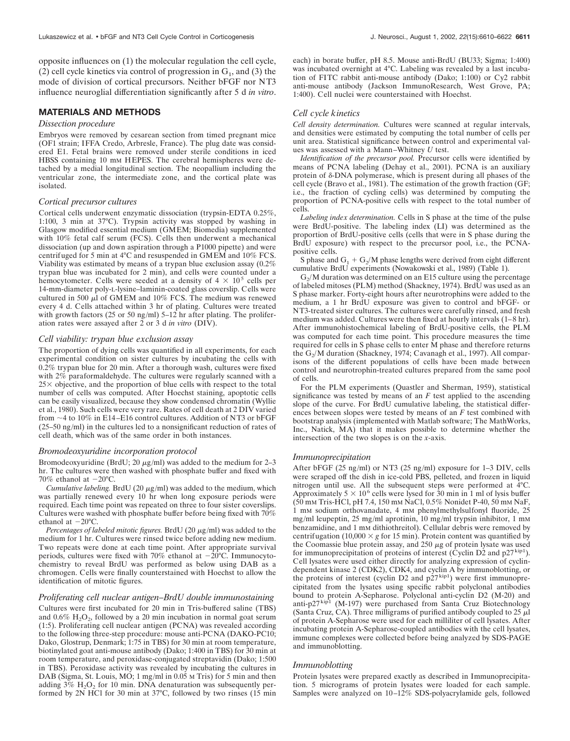opposite influences on (1) the molecular regulation the cell cycle, (2) cell cycle kinetics via control of progression in $G_1$, and (3) the mode of division of cortical precursors. Neither bFGF nor NT3 influence neuroglial differentiation significantly after 5 d *in vitro*.

## MATERIALS AND METHODS

### *Dissection procedure*

Embryos were removed by cesarean section from timed pregnant mice (OF1 strain; IFFA Credo, Arbresle, France). The plug date was considered E1. Fetal brains were removed under sterile conditions in iced HBSS containing 10 mM HEPES. The cerebral hemispheres were detached by a medial longitudinal section. The neopallium including the ventricular zone, the intermediate zone, and the cortical plate was isolated.

### *Cortical precursor cultures*

Cortical cells underwent enzymatic dissociation (trypsin-EDTA 0.25%, 1:100, 3 min at 37°C). Trypsin activity was stopped by washing in Glasgow modified essential medium (GMEM; Biomedia) supplemented with 10% fetal calf serum (FCS). Cells then underwent a mechanical dissociation (up and down aspiration through a P1000 pipette) and were centrifuged for 5 min at 4°C and resuspended in GMEM and 10% FCS. Viability was estimated by means of a trypan blue exclusion assay (0.2% trypan blue was incubated for 2 min), and cells were counted under a hemocytometer. Cells were seeded at a density of $4 \times 10^5$ cells per 14-mm-diameter poly-L-lysine–laminin-coated glass coverslip. Cells were cultured in 500 $\mu$l of GMEM and 10% FCS. The medium was renewed every 4 d. Cells attached within 3 hr of plating. Cultures were treated with growth factors (25 or 50 ng/ml) 5–12 hr after plating. The proliferation rates were assayed after 2 or 3 d *in vitro* (DIV).

### *Cell viability: trypan blue exclusion assay*

The proportion of dying cells was quantified in all experiments, for each experimental condition on sister cultures by incubating the cells with 0.2% trypan blue for 20 min. After a thorough wash, cultures were fixed with 2% paraformaldehyde. The cultures were regularly scanned with a 25× objective, and the proportion of blue cells with respect to the total number of cells was computed. After Hoechst staining, apoptotic cells can be easily visualized, because they show condensed chromatin (Wyllie et al., 1980). Such cells were very rare. Rates of cell death at 2 DIV varied from ~4 to 10% in E14–E16 control cultures. Addition of NT3 or bFGF (25–50 ng/ml) in the cultures led to a nonsignificant reduction of rates of cell death, which was of the same order in both instances.

### *Bromodeoxyuridine incorporation protocol*

Bromodeoxyuridine (BrdU; 20 $\mu$g/ml) was added to the medium for 2–3 hr. The cultures were then washed with phosphate buffer and fixed with 70% ethanol at −20°C.

*Cumulative labeling.* BrdU (20 $\mu$g/ml) was added to the medium, which was partially renewed every 10 hr when long exposure periods were required. Each time point was repeated on three to four sister coverslips. Cultures were washed with phosphate buffer before being fixed with 70% ethanol at −20°C.

*Percentages of labeled mitotic figures.* BrdU (20 $\mu$g/ml) was added to the medium for 1 hr. Cultures were rinsed twice before adding new medium. Two repeats were done at each time point. After appropriate survival periods, cultures were fixed with 70% ethanol at −20°C. Immunocytochemistry to reveal BrdU was performed as below using DAB as a chromogen. Cells were finally counterstained with Hoechst to allow the identification of mitotic figures.

### *Proliferating cell nuclear antigen–BrdU double immunostaining*

Cultures were first incubated for 20 min in Tris-buffered saline (TBS) and 0.6% $H_2O_2$, followed by a 20 min incubation in normal goat serum (1:5). Proliferating cell nuclear antigen (PCNA) was revealed according to the following three-step procedure: mouse anti-PCNA (DAKO-PC10; Dako, Glostrup, Denmark; 1:75 in TBS) for 30 min at room temperature, biotinylated goat anti-mouse antibody (Dako; 1:400 in TBS) for 30 min at room temperature, and peroxidase-conjugated streptavidin (Dako; 1:500 in TBS). Peroxidase activity was revealed by incubating the cultures in DAB (Sigma, St. Louis, MO; 1 mg/ml in 0.05 M Tris) for 5 min and then adding 3% $H_2O_2$ for 10 min. DNA denaturation was subsequently performed by 2N HCl for 30 min at 37°C, followed by two rinses (15 min each) in borate buffer, pH 8.5. Mouse anti-BrdU (BU33; Sigma; 1:400) was incubated overnight at 4°C. Labeling was revealed by a last incubation of FITC rabbit anti-mouse antibody (Dako; 1:100) or Cy2 rabbit anti-mouse antibody (Jackson ImmunoResearch, West Grove, PA; 1:400). Cell nuclei were counterstained with Hoechst.

### *Cell cycle kinetics*

*Cell density determination.* Cultures were scanned at regular intervals, and densities were estimated by computing the total number of cells per unit area. Statistical significance between control and experimental values was assessed with a Mann–Whitney *U* test.

*Identification of the precursor pool.* Precursor cells were identified by means of PCNA labeling (Dehay et al., 2001). PCNA is an auxiliary protein of $\delta$-DNA polymerase, which is present during all phases of the cell cycle (Bravo et al., 1981). The estimation of the growth fraction (GF; i.e., the fraction of cycling cells) was determined by computing the proportion of PCNA-positive cells with respect to the total number of cells.

*Labeling index determination.* Cells in S phase at the time of the pulse were BrdU-positive. The labeling index (LI) was determined as the proportion of BrdU-positive cells (cells that were in S phase during the BrdU exposure) with respect to the precursor pool, i.e., the PCNA-positive cells.

S phase and $G_1 + G_2$/M phase lengths were derived from eight different cumulative BrdU experiments (Nowakowski et al., 1989) (Table 1).

$G_2$/M duration was determined on an E15 culture using the percentage of labeled mitoses (PLM) method (Shackney, 1974). BrdU was used as an S phase marker. Forty-eight hours after neurotrophins were added to the medium, a 1 hr BrdU exposure was given to control and bFGF- or NT3-treated sister cultures. The cultures were carefully rinsed, and fresh medium was added. Cultures were then fixed at hourly intervals (1–8 hr). After immunohistochemical labeling of BrdU-positive cells, the PLM was computed for each time point. This procedure measures the time required for cells in S phase cells to enter M phase and therefore returns the $G_2$/M duration (Shackney, 1974; Cavanagh et al., 1997). All comparisons of the different populations of cells have been made between control and neurotrophin-treated cultures prepared from the same pool of cells.

For the PLM experiments (Quastler and Sherman, 1959), statistical significance was tested by means of an *F* test applied to the ascending slope of the curve. For BrdU cumulative labeling, the statistical differences between slopes were tested by means of an *F* test combined with bootstrap analysis (implemented with Matlab software; The MathWorks, Inc., Natick, MA) that it makes possible to determine whether the intersection of the two slopes is on the *x*-axis.

### *Immunoprecipitation*

After bFGF (25 ng/ml) or NT3 (25 ng/ml) exposure for 1–3 DIV, cells were scraped off the dish in ice-cold PBS, pelleted, and frozen in liquid nitrogen until use. All the subsequent steps were performed at 4°C. Approximately $5 \times 10^6$ cells were lysed for 30 min in 1 ml of lysis buffer (50 mM Tris-HCl, pH 7.4, 150 mM NaCl, 0.5% Nonidet P-40, 50 mM NaF, 1 mM sodium orthovanadate, 4 mM phenylmethylsulfonyl fluoride, 25 mg/ml leupeptin, 25 mg/ml aprotinin, 10 mg/ml trypsin inhibitor, 1 mM benzamidine, and 1 mM dithiothreitol). Cellular debris were removed by centrifugation (10,000 × *g* for 15 min). Protein content was quantified by the Coomassie blue protein assay, and 250 $\mu$g of protein lysate was used for immunoprecipitation of proteins of interest (Cyclin D2 and $p27^{kip1}$). Cell lysates were used either directly for analyzing expression of cyclin-dependent kinase 2 (CDK2), CDK4, and cyclin A by immunoblotting, or the proteins of interest (cyclin D2 and $p27^{kip1}$) were first immunoprecipitated from the lysates using specific rabbit polyclonal antibodies bound to protein A-Sepharose. Polyclonal anti-cyclin D2 (M-20) and anti-$p27^{kip1}$ (M-197) were purchased from Santa Cruz Biotechnology (Santa Cruz, CA). Three milligrams of purified antibody coupled to 25 $\mu$l of protein A-Sepharose were used for each milliliter of cell lysates. After incubating protein A-Sepharose-coupled antibodies with the cell lysates, immune complexes were collected before being analyzed by SDS-PAGE and immunoblotting.

### *Immunoblotting*

Protein lysates were prepared exactly as described in Immunoprecipitation. 5 micrograms of protein lysates were loaded for each sample. Samples were analyzed on 10–12% SDS-polyacrylamide gels, followed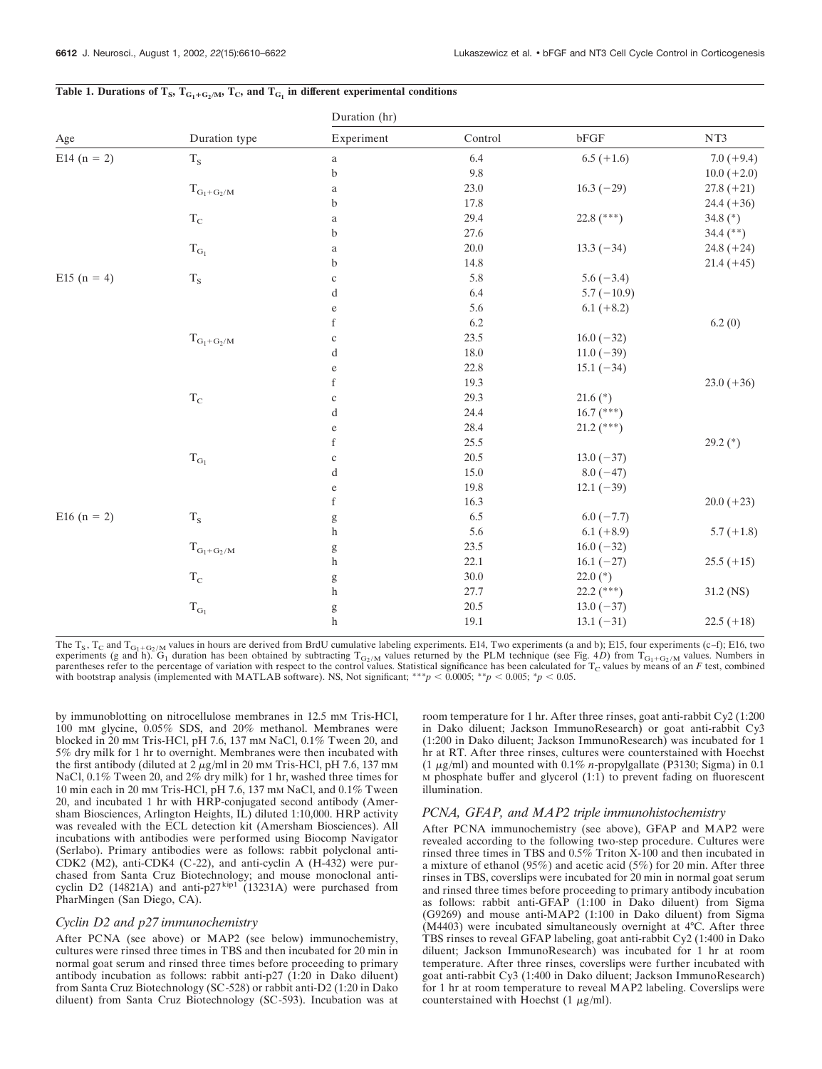**Table 1. Durations of $T_S$, $T_{G_1+G_2/M}$, $T_C$, and $T_{G_1}$ in different experimental conditions**

| Age | Duration type | Duration (hr) | | | |
|---|---|---|---|---|---|
| | | Experiment | Control | bFGF | NT3 |
| E14 (n = 2) | $T_S$ | a | 6.4 | 6.5 (+1.6) | 7.0 (+9.4) |
| | | b | 9.8 | | 10.0 (+2.0) |
| | $T_{G_1+G_2/M}$ | a | 23.0 | 16.3 (−29) | 27.8 (+21) |
| | | b | 17.8 | | 24.4 (+36) |
| | $T_C$ | a | 29.4 | 22.8 (***) | 34.8 (*) |
| | | b | 27.6 | | 34.4 (**) |
| | $T_{G_1}$ | a | 20.0 | 13.3 (−34) | 24.8 (+24) |
| | | b | 14.8 | | 21.4 (+45) |
| E15 (n = 4) | $T_S$ | c | 5.8 | 5.6 (−3.4) | |
| | | d | 6.4 | 5.7 (−10.9) | |
| | | e | 5.6 | 6.1 (+8.2) | |
| | | f | 6.2 | | 6.2 (0) |
| | $T_{G_1+G_2/M}$ | c | 23.5 | 16.0 (−32) | |
| | | d | 18.0 | 11.0 (−39) | |
| | | e | 22.8 | 15.1 (−34) | |
| | | f | 19.3 | | 23.0 (+36) |
| | $T_C$ | c | 29.3 | 21.6 (*) | |
| | | d | 24.4 | 16.7 (***) | |
| | | e | 28.4 | 21.2 (***) | |
| | | f | 25.5 | | 29.2 (*) |
| | $T_{G_1}$ | c | 20.5 | 13.0 (−37) | |
| | | d | 15.0 | 8.0 (−47) | |
| | | e | 19.8 | 12.1 (−39) | |
| | | f | 16.3 | | 20.0 (+23) |
| E16 (n = 2) | $T_S$ | g | 6.5 | 6.0 (−7.7) | |
| | | h | 5.6 | 6.1 (+8.9) | 5.7 (+1.8) |
| | $T_{G_1+G_2/M}$ | g | 23.5 | 16.0 (−32) | |
| | | h | 22.1 | 16.1 (−27) | 25.5 (+15) |
| | $T_C$ | g | 30.0 | 22.0 (*) | |
| | | h | 27.7 | 22.2 (***) | 31.2 (NS) |
| | $T_{G_1}$ | g | 20.5 | 13.0 (−37) | |
| | | h | 19.1 | 13.1 (−31) | 22.5 (+18) |

The $T_S$, $T_C$ and $T_{G_1+G_2/M}$ values in hours are derived from BrdU cumulative labeling experiments. E14, Two experiments (a and b); E15, four experiments (c–f); E16, two experiments (g and h). $G_1$ duration has been obtained by subtracting $T_{G_2/M}$ values returned by the PLM technique (see Fig. 4*D*) from $T_{G_1+G_2/M}$ values. Numbers in parentheses refer to the percentage of variation with respect to the control values. Statistical significance has been calculated for $T_C$ values by means of an *F* test, combined with bootstrap analysis (implemented with MATLAB software). NS, Not significant; $***p < 0.0005$; $**p < 0.005$; $*p < 0.05$.

by immunoblotting on nitrocellulose membranes in 12.5 mM Tris-HCl, 100 mM glycine, 0.05% SDS, and 20% methanol. Membranes were blocked in 20 mM Tris-HCl, pH 7.6, 137 mM NaCl, 0.1% Tween 20, and 5% dry milk for 1 hr to overnight. Membranes were then incubated with the first antibody (diluted at 2 μg/ml in 20 mM Tris-HCl, pH 7.6, 137 mM NaCl, 0.1% Tween 20, and 2% dry milk) for 1 hr, washed three times for 10 min each in 20 mM Tris-HCl, pH 7.6, 137 mM NaCl, and 0.1% Tween 20, and incubated 1 hr with HRP-conjugated second antibody (Amersham Biosciences, Arlington Heights, IL) diluted 1:10,000. HRP activity was revealed with the ECL detection kit (Amersham Biosciences). All incubations with antibodies were performed using Biocomp Navigator (Serlabo). Primary antibodies were as follows: rabbit polyclonal anti-CDK2 (M2), anti-CDK4 (C-22), and anti-cyclin A (H-432) were purchased from Santa Cruz Biotechnology; and mouse monoclonal anti-cyclin D2 (14821A) and anti-$p27^{kip1}$ (13231A) were purchased from PharMingen (San Diego, CA).

### *Cyclin D2 and p27 immunochemistry*

After PCNA (see above) or MAP2 (see below) immunochemistry, cultures were rinsed three times in TBS and then incubated for 20 min in normal goat serum and rinsed three times before proceeding to primary antibody incubation as follows: rabbit anti-p27 (1:20 in Dako diluent) from Santa Cruz Biotechnology (SC-528) or rabbit anti-D2 (1:20 in Dako diluent) from Santa Cruz Biotechnology (SC-593). Incubation was at room temperature for 1 hr. After three rinses, goat anti-rabbit Cy2 (1:200 in Dako diluent; Jackson ImmunoResearch) or goat anti-rabbit Cy3 (1:200 in Dako diluent; Jackson ImmunoResearch) was incubated for 1 hr at RT. After three rinses, cultures were counterstained with Hoechst (1 μg/ml) and mounted with 0.1% *n*-propylgallate (P3130; Sigma) in 0.1 M phosphate buffer and glycerol (1:1) to prevent fading on fluorescent illumination.

### *PCNA, GFAP, and MAP2 triple immunohistochemistry*

After PCNA immunochemistry (see above), GFAP and MAP2 were revealed according to the following two-step procedure. Cultures were rinsed three times in TBS and 0.5% Triton X-100 and then incubated in a mixture of ethanol (95%) and acetic acid (5%) for 20 min. After three rinses in TBS, coverslips were incubated for 20 min in normal goat serum and rinsed three times before proceeding to primary antibody incubation as follows: rabbit anti-GFAP (1:100 in Dako diluent) from Sigma (G9269) and mouse anti-MAP2 (1:100 in Dako diluent) from Sigma (M4403) were incubated simultaneously overnight at 4°C. After three TBS rinses to reveal GFAP labeling, goat anti-rabbit Cy2 (1:400 in Dako diluent; Jackson ImmunoResearch) was incubated for 1 hr at room temperature. After three rinses, coverslips were further incubated with goat anti-rabbit Cy3 (1:400 in Dako diluent; Jackson ImmunoResearch) for 1 hr at room temperature to reveal MAP2 labeling. Coverslips were counterstained with Hoechst (1 μg/ml).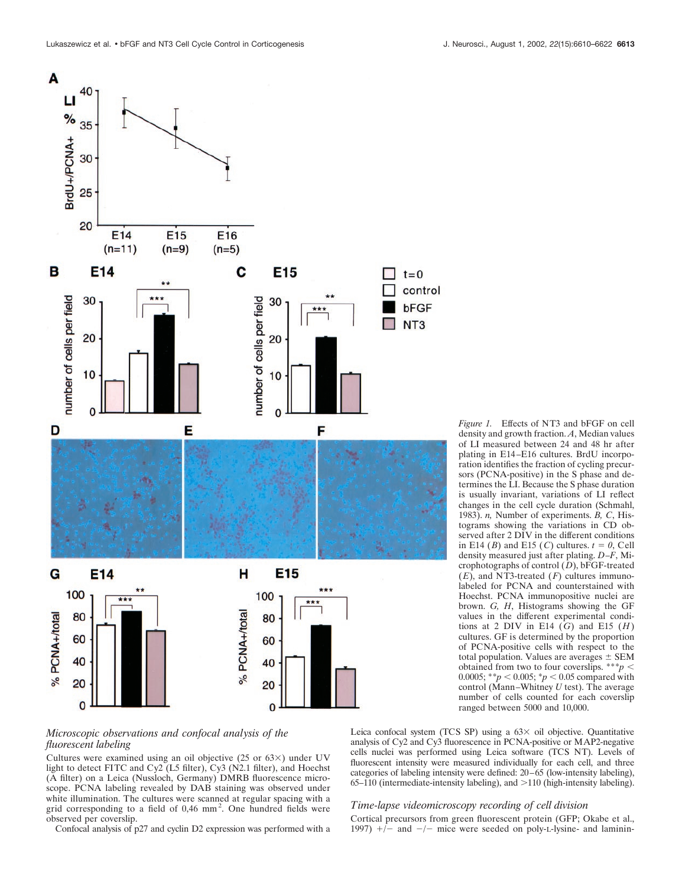*Figure 1.* Effects of NT3 and bFGF on cell density and growth fraction. *A*, Median values of LI measured between 24 and 48 hr after plating in E14–E16 cultures. BrdU incorporation identifies the fraction of cycling precursors (PCNA-positive) in the S phase and determines the LI. Because the S phase duration is usually invariant, variations of LI reflect changes in the cell cycle duration (Schmahl, 1983). *n*, Number of experiments. *B, C*, Histograms showing the variations in CD observed after 2 DIV in the different conditions in E14 (*B*) and E15 (*C*) cultures. $t = 0$, Cell density measured just after plating. *D–F*, Microphotographs of control (*D*), bFGF-treated (*E*), and NT3-treated (*F*) cultures immunolabeled for PCNA and counterstained with Hoechst. PCNA immunopositive nuclei are brown. *G, H*, Histograms showing the GF values in the different experimental conditions at 2 DIV in E14 (*G*) and E15 (*H*) cultures. GF is determined by the proportion of PCNA-positive cells with respect to the total population. Values are averages ± SEM obtained from two to four coverslips. $^{***}p < 0.0005$; $^{**}p < 0.005$; $^{*}p < 0.05$ compared with control (Mann–Whitney *U* test). The average number of cells counted for each coverslip ranged between 5000 and 10,000.

### *Microscopic observations and confocal analysis of the fluorescent labeling*

Cultures were examined using an oil objective (25 or 63×) under UV light to detect FITC and Cy2 (L5 filter), Cy3 (N2.1 filter), and Hoechst (A filter) on a Leica (Nussloch, Germany) DMRB fluorescence microscope. PCNA labeling revealed by DAB staining was observed under white illumination. The cultures were scanned at regular spacing with a grid corresponding to a field of 0,46 $mm^2$. One hundred fields were observed per coverslip.

Confocal analysis of p27 and cyclin D2 expression was performed with a Leica confocal system (TCS SP) using a 63× oil objective. Quantitative analysis of Cy2 and Cy3 fluorescence in PCNA-positive or MAP2-negative cells nuclei was performed using Leica software (TCS NT). Levels of fluorescent intensity were measured individually for each cell, and three categories of labeling intensity were defined: 20–65 (low-intensity labeling), 65–110 (intermediate-intensity labeling), and >110 (high-intensity labeling).

### *Time-lapse videomicroscopy recording of cell division*

Cortical precursors from green fluorescent protein (GFP; Okabe et al., 1997) +/− and −/− mice were seeded on poly-L-lysine- and laminin-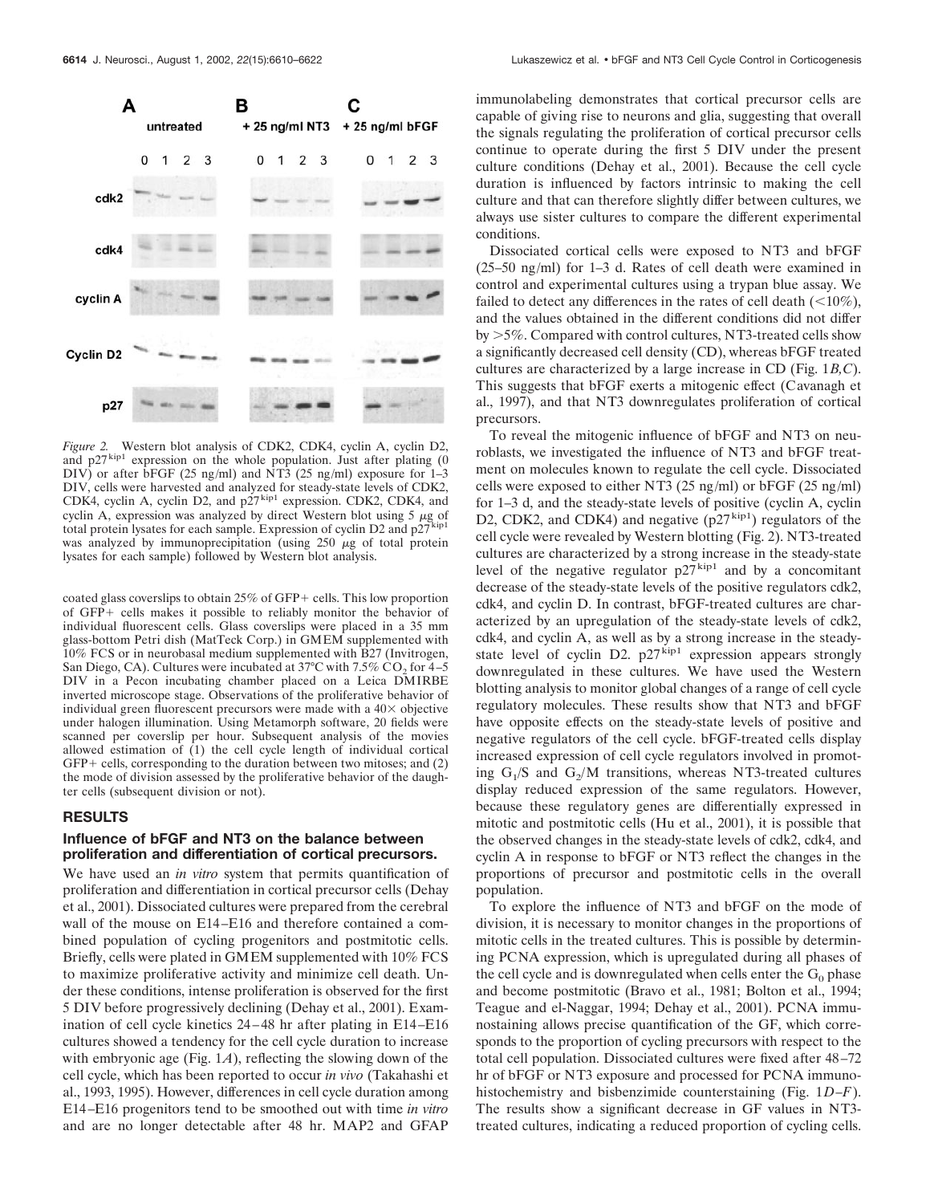Figure 2. Western blot analysis of CDK2, CDK4, cyclin A, cyclin D2, and $p27^{kip1}$ expression on the whole population. Just after plating (0 DIV) or after bFGF (25 ng/ml) and NT3 (25 ng/ml) exposure for 1–3 DIV, cells were harvested and analyzed for steady-state levels of CDK2, CDK4, cyclin A, cyclin D2, and $p27^{kip1}$ expression. CDK2, CDK4, and cyclin A, expression was analyzed by direct Western blot using 5 μg of total protein lysates for each sample. Expression of cyclin D2 and $p27^{kip1}$ was analyzed by immunoprecipitation (using 250 μg of total protein lysates for each sample) followed by Western blot analysis.

coated glass coverslips to obtain 25% of GFP+ cells. This low proportion of GFP+ cells makes it possible to reliably monitor the behavior of individual fluorescent cells. Glass coverslips were placed in a 35 mm glass-bottom Petri dish (MatTeck Corp.) in GMEM supplemented with 10% FCS or in neurobasal medium supplemented with B27 (Invitrogen, San Diego, CA). Cultures were incubated at 37°C with 7.5% $CO_2$ for 4–5 DIV in a Pecon incubating chamber placed on a Leica DMIRBE inverted microscope stage. Observations of the proliferative behavior of individual green fluorescent precursors were made with a 40× objective under halogen illumination. Using Metamorph software, 20 fields were scanned per coverslip per hour. Subsequent analysis of the movies allowed estimation of (1) the cell cycle length of individual cortical GFP+ cells, corresponding to the duration between two mitoses; and (2) the mode of division assessed by the proliferative behavior of the daughter cells (subsequent division or not).

## RESULTS

### Influence of bFGF and NT3 on the balance between proliferation and differentiation of cortical precursors.

We have used an *in vitro* system that permits quantification of proliferation and differentiation in cortical precursor cells (Dehay et al., 2001). Dissociated cultures were prepared from the cerebral wall of the mouse on E14–E16 and therefore contained a combined population of cycling progenitors and postmitotic cells. Briefly, cells were plated in GMEM supplemented with 10% FCS to maximize proliferative activity and minimize cell death. Under these conditions, intense proliferation is observed for the first 5 DIV before progressively declining (Dehay et al., 2001). Examination of cell cycle kinetics 24–48 hr after plating in E14–E16 cultures showed a tendency for the cell cycle duration to increase with embryonic age (Fig. 1*A*), reflecting the slowing down of the cell cycle, which has been reported to occur *in vivo* (Takahashi et al., 1993, 1995). However, differences in cell cycle duration among E14–E16 progenitors tend to be smoothed out with time *in vitro* and are no longer detectable after 48 hr. MAP2 and GFAP immunolabeling demonstrates that cortical precursor cells are capable of giving rise to neurons and glia, suggesting that overall the signals regulating the proliferation of cortical precursor cells continue to operate during the first 5 DIV under the present culture conditions (Dehay et al., 2001). Because the cell cycle duration is influenced by factors intrinsic to making the cell culture and that can therefore slightly differ between cultures, we always use sister cultures to compare the different experimental conditions.

Dissociated cortical cells were exposed to NT3 and bFGF (25–50 ng/ml) for 1–3 d. Rates of cell death were examined in control and experimental cultures using a trypan blue assay. We failed to detect any differences in the rates of cell death (<10%), and the values obtained in the different conditions did not differ by >5%. Compared with control cultures, NT3-treated cells show a significantly decreased cell density (CD), whereas bFGF treated cultures are characterized by a large increase in CD (Fig. 1*B,C*). This suggests that bFGF exerts a mitogenic effect (Cavanagh et al., 1997), and that NT3 downregulates proliferation of cortical precursors.

To reveal the mitogenic influence of bFGF and NT3 on neuroblasts, we investigated the influence of NT3 and bFGF treatment on molecules known to regulate the cell cycle. Dissociated cells were exposed to either NT3 (25 ng/ml) or bFGF (25 ng/ml) for 1–3 d, and the steady-state levels of positive (cyclin A, cyclin D2, CDK2, and CDK4) and negative ($p27^{kip1}$) regulators of the cell cycle were revealed by Western blotting (Fig. 2). NT3-treated cultures are characterized by a strong increase in the steady-state level of the negative regulator $p27^{kip1}$ and by a concomitant decrease of the steady-state levels of the positive regulators cdk2, cdk4, and cyclin D. In contrast, bFGF-treated cultures are characterized by an upregulation of the steady-state levels of cdk2, cdk4, and cyclin A, as well as by a strong increase in the steady-state level of cyclin D2. $p27^{kip1}$ expression appears strongly downregulated in these cultures. We have used the Western blotting analysis to monitor global changes of a range of cell cycle regulatory molecules. These results show that NT3 and bFGF have opposite effects on the steady-state levels of positive and negative regulators of the cell cycle. bFGF-treated cells display increased expression of cell cycle regulators involved in promoting $G_1$/S and $G_2$/M transitions, whereas NT3-treated cultures display reduced expression of the same regulators. However, because these regulatory genes are differentially expressed in mitotic and postmitotic cells (Hu et al., 2001), it is possible that the observed changes in the steady-state levels of cdk2, cdk4, and cyclin A in response to bFGF or NT3 reflect the changes in the proportions of precursor and postmitotic cells in the overall population.

To explore the influence of NT3 and bFGF on the mode of division, it is necessary to monitor changes in the proportions of mitotic cells in the treated cultures. This is possible by determining PCNA expression, which is upregulated during all phases of the cell cycle and is downregulated when cells enter the $G_0$ phase and become postmitotic (Bravo et al., 1981; Bolton et al., 1994; Teague and el-Naggar, 1994; Dehay et al., 2001). PCNA immunostaining allows precise quantification of the GF, which corresponds to the proportion of cycling precursors with respect to the total cell population. Dissociated cultures were fixed after 48–72 hr of bFGF or NT3 exposure and processed for PCNA immunohistochemistry and bisbenzimide counterstaining (Fig. 1*D–F*). The results show a significant decrease in GF values in NT3-treated cultures, indicating a reduced proportion of cycling cells.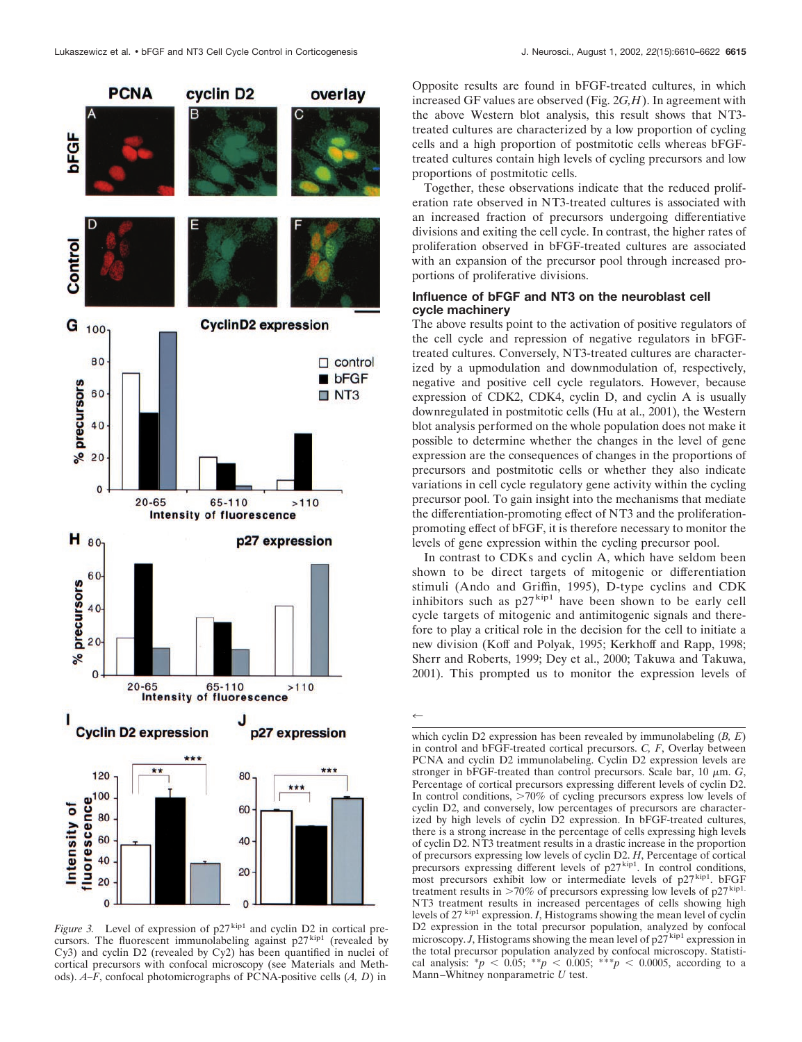Opposite results are found in bFGF-treated cultures, in which increased GF values are observed (Fig. 2*G,H*). In agreement with the above Western blot analysis, this result shows that NT3-treated cultures are characterized by a low proportion of cycling cells and a high proportion of postmitotic cells whereas bFGF-treated cultures contain high levels of cycling precursors and low proportions of postmitotic cells.

Together, these observations indicate that the reduced proliferation rate observed in NT3-treated cultures is associated with an increased fraction of precursors undergoing differentiative divisions and exiting the cell cycle. In contrast, the higher rates of proliferation observed in bFGF-treated cultures are associated with an expansion of the precursor pool through increased proportions of proliferative divisions.

### Influence of bFGF and NT3 on the neuroblast cell cycle machinery

The above results point to the activation of positive regulators of the cell cycle and repression of negative regulators in bFGF-treated cultures. Conversely, NT3-treated cultures are characterized by a upmodulation and downmodulation of, respectively, negative and positive cell cycle regulators. However, because expression of CDK2, CDK4, cyclin D, and cyclin A is usually downregulated in postmitotic cells (Hu at al., 2001), the Western blot analysis performed on the whole population does not make it possible to determine whether the changes in the level of gene expression are the consequences of changes in the proportions of precursors and postmitotic cells or whether they also indicate variations in cell cycle regulatory gene activity within the cycling precursor pool. To gain insight into the mechanisms that mediate the differentiation-promoting effect of NT3 and the proliferation-promoting effect of bFGF, it is therefore necessary to monitor the levels of gene expression within the cycling precursor pool.

In contrast to CDKs and cyclin A, which have seldom been shown to be direct targets of mitogenic or differentiation stimuli (Ando and Griffin, 1995), D-type cyclins and CDK inhibitors such as $p27^{kip1}$ have been shown to be early cell cycle targets of mitogenic and antimitogenic signals and therefore to play a critical role in the decision for the cell to initiate a new division (Koff and Polyak, 1995; Kerkhoff and Rapp, 1998; Sherr and Roberts, 1999; Dey et al., 2000; Takuwa and Takuwa, 2001). This prompted us to monitor the expression levels of

*Figure 3.* Level of expression of $p27^{kip1}$ and cyclin D2 in cortical precursors. The fluorescent immunolabeling against $p27^{kip1}$ (revealed by Cy3) and cyclin D2 (revealed by Cy2) has been quantified in nuclei of cortical precursors with confocal microscopy (see Materials and Methods). *A–F*, confocal photomicrographs of PCNA-positive cells (*A, D*) in which cyclin D2 expression has been revealed by immunolabeling (*B, E*) in control and bFGF-treated cortical precursors. *C, F*, Overlay between PCNA and cyclin D2 immunolabeling. Cyclin D2 expression levels are stronger in bFGF-treated than control precursors. Scale bar, 10 μm. *G*, Percentage of cortical precursors expressing different levels of cyclin D2. In control conditions, >70% of cycling precursors express low levels of cyclin D2, and conversely, low percentages of precursors are characterized by high levels of cyclin D2 expression. In bFGF-treated cultures, there is a strong increase in the percentage of cells expressing high levels of cyclin D2. NT3 treatment results in a drastic increase in the proportion of precursors expressing low levels of cyclin D2. *H*, Percentage of cortical precursors expressing different levels of $p27^{kip1}$. In control conditions, most precursors exhibit low or intermediate levels of $p27^{kip1}$. bFGF treatment results in >70% of precursors expressing low levels of $p27^{kip1}$. NT3 treatment results in increased percentages of cells showing high levels of $27^{kip1}$ expression. *I*, Histograms showing the mean level of cyclin D2 expression in the total precursor population, analyzed by confocal microscopy. *J*, Histograms showing the mean level of $p27^{kip1}$ expression in the total precursor population analyzed by confocal microscopy. Statistical analysis: $^{*}p < 0.05$; $^{**}p < 0.005$; $^{***}p < 0.0005$, according to a Mann–Whitney nonparametric *U* test.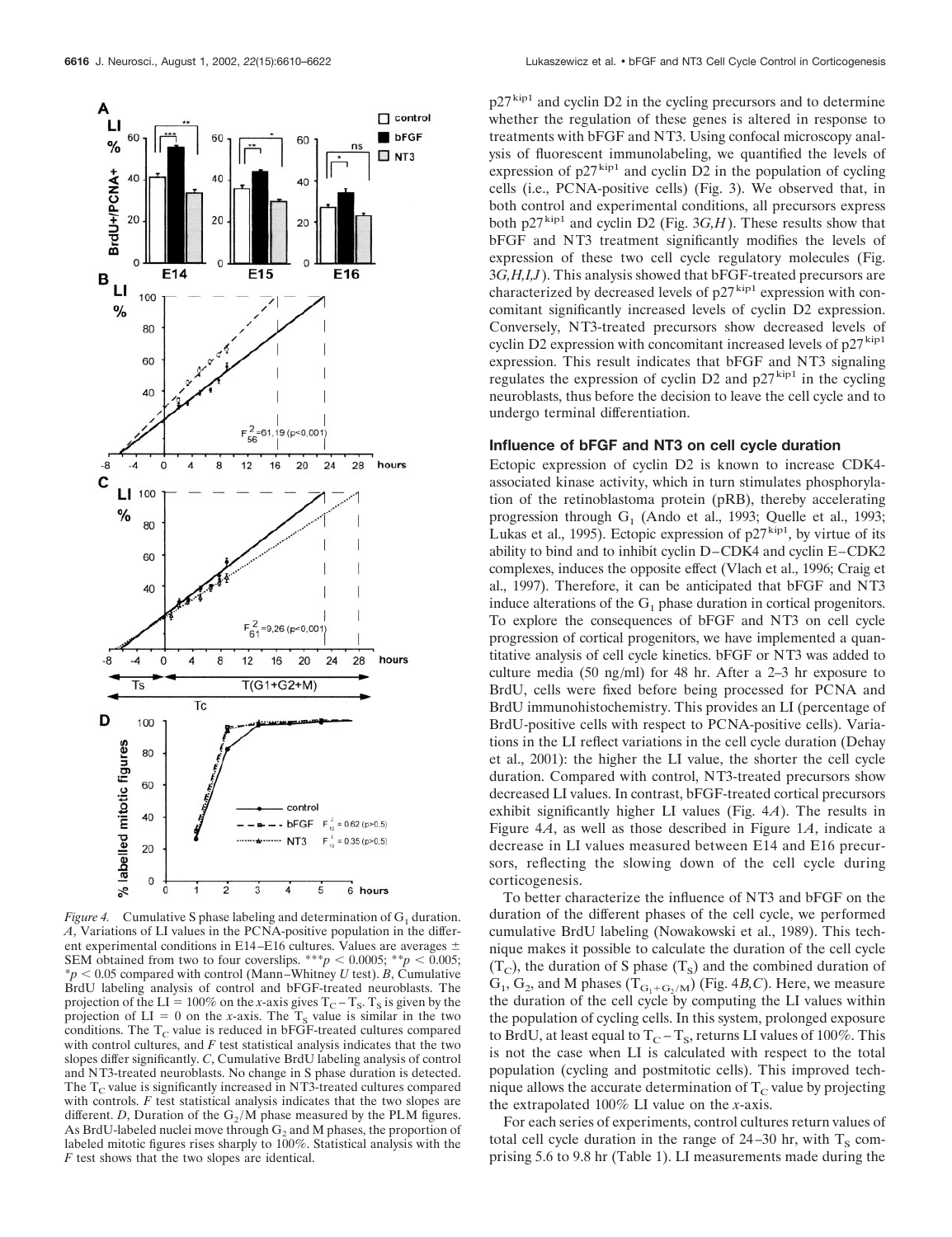*Figure 4.* Cumulative S phase labeling and determination of $G_1$ duration. *A*, Variations of LI values in the PCNA-positive population in the different experimental conditions in E14–E16 cultures. Values are averages ± SEM obtained from two to four coverslips. \*\*\*$p < 0.0005$; \*\*$p < 0.005$; \*$p < 0.05$ compared with control (Mann–Whitney *U* test). *B*, Cumulative BrdU labeling analysis of control and bFGF-treated neuroblasts. The projection of the LI = 100% on the *x*-axis gives $T_C - T_S$. $T_S$ is given by the projection of LI = 0 on the *x*-axis. The $T_S$ value is similar in the two conditions. The $T_C$ value is reduced in bFGF-treated cultures compared with control cultures, and *F* test statistical analysis indicates that the two slopes differ significantly. *C*, Cumulative BrdU labeling analysis of control and NT3-treated neuroblasts. No change in S phase duration is detected. The $T_C$ value is significantly increased in NT3-treated cultures compared with controls. *F* test statistical analysis indicates that the two slopes are different. *D*, Duration of the $G_2$/M phase measured by the PLM figures. As BrdU-labeled nuclei move through $G_2$ and M phases, the proportion of labeled mitotic figures rises sharply to 100%. Statistical analysis with the *F* test shows that the two slopes are identical.

$p27^{kip1}$ and cyclin D2 in the cycling precursors and to determine whether the regulation of these genes is altered in response to treatments with bFGF and NT3. Using confocal microscopy analysis of fluorescent immunolabeling, we quantified the levels of expression of $p27^{kip1}$ and cyclin D2 in the population of cycling cells (i.e., PCNA-positive cells) (Fig. 3). We observed that, in both control and experimental conditions, all precursors express both $p27^{kip1}$ and cyclin D2 (Fig. 3*G,H*). These results show that bFGF and NT3 treatment significantly modifies the levels of expression of these two cell cycle regulatory molecules (Fig. 3*G,H,I,J*). This analysis showed that bFGF-treated precursors are characterized by decreased levels of $p27^{kip1}$ expression with concomitant significantly increased levels of cyclin D2 expression. Conversely, NT3-treated precursors show decreased levels of cyclin D2 expression with concomitant increased levels of $p27^{kip1}$ expression. This result indicates that bFGF and NT3 signaling regulates the expression of cyclin D2 and $p27^{kip1}$ in the cycling neuroblasts, thus before the decision to leave the cell cycle and to undergo terminal differentiation.

### Influence of bFGF and NT3 on cell cycle duration

Ectopic expression of cyclin D2 is known to increase CDK4-associated kinase activity, which in turn stimulates phosphorylation of the retinoblastoma protein (pRB), thereby accelerating progression through $G_1$ (Ando et al., 1993; Quelle et al., 1993; Lukas et al., 1995). Ectopic expression of $p27^{kip1}$, by virtue of its ability to bind and to inhibit cyclin D–CDK4 and cyclin E–CDK2 complexes, induces the opposite effect (Vlach et al., 1996; Craig et al., 1997). Therefore, it can be anticipated that bFGF and NT3 induce alterations of the $G_1$ phase duration in cortical progenitors. To explore the consequences of bFGF and NT3 on cell cycle progression of cortical progenitors, we have implemented a quantitative analysis of cell cycle kinetics. bFGF or NT3 was added to culture media (50 ng/ml) for 48 hr. After a 2–3 hr exposure to BrdU, cells were fixed before being processed for PCNA and BrdU immunohistochemistry. This provides an LI (percentage of BrdU-positive cells with respect to PCNA-positive cells). Variations in the LI reflect variations in the cell cycle duration (Dehay et al., 2001): the higher the LI value, the shorter the cell cycle duration. Compared with control, NT3-treated precursors show decreased LI values. In contrast, bFGF-treated cortical precursors exhibit significantly higher LI values (Fig. 4*A*). The results in Figure 4*A*, as well as those described in Figure 1*A*, indicate a decrease in LI values measured between E14 and E16 precursors, reflecting the slowing down of the cell cycle during corticogenesis.

To better characterize the influence of NT3 and bFGF on the duration of the different phases of the cell cycle, we performed cumulative BrdU labeling (Nowakowski et al., 1989). This technique makes it possible to calculate the duration of the cell cycle ($T_C$), the duration of S phase ($T_S$) and the combined duration of $G_1$, $G_2$, and M phases ($T_{G_1+G_2/M}$) (Fig. 4*B,C*). Here, we measure the duration of the cell cycle by computing the LI values within the population of cycling cells. In this system, prolonged exposure to BrdU, at least equal to $T_C - T_S$, returns LI values of 100%. This is not the case when LI is calculated with respect to the total population (cycling and postmitotic cells). This improved technique allows the accurate determination of $T_C$ value by projecting the extrapolated 100% LI value on the *x*-axis.

For each series of experiments, control cultures return values of total cell cycle duration in the range of 24–30 hr, with $T_S$ comprising 5.6 to 9.8 hr (Table 1). LI measurements made during the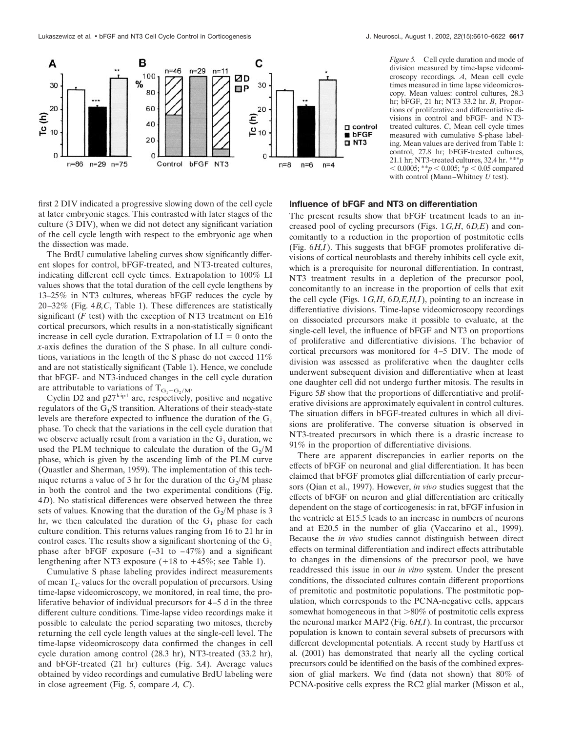*Figure 5.* Cell cycle duration and mode of division measured by time-lapse videomicroscopy recordings. *A*, Mean cell cycle times measured in time lapse videomicroscopy. Mean values: control cultures, 28.3 hr; bFGF, 21 hr; NT3 33.2 hr. *B*, Proportions of proliferative and differentiative divisions in control and bFGF- and NT3-treated cultures. *C*, Mean cell cycle times measured with cumulative S-phase labeling. Mean values are derived from Table 1: control, 27.8 hr; bFGF-treated cultures, 21.1 hr; NT3-treated cultures, 32.4 hr. $^{***}p < 0.0005$; $^{**}p < 0.005$; $^{*}p < 0.05$ compared with control (Mann–Whitney *U* test).

first 2 DIV indicated a progressive slowing down of the cell cycle at later embryonic stages. This contrasted with later stages of the culture (3 DIV), when we did not detect any significant variation of the cell cycle length with respect to the embryonic age when the dissection was made.

The BrdU cumulative labeling curves show significantly different slopes for control, bFGF-treated, and NT3-treated cultures, indicating different cell cycle times. Extrapolation to 100% LI values shows that the total duration of the cell cycle lengthens by 13–25% in NT3 cultures, whereas bFGF reduces the cycle by 20–32% (Fig. 4*B,C*, Table 1). These differences are statistically significant (*F* test) with the exception of NT3 treatment on E16 cortical precursors, which results in a non-statistically significant increase in cell cycle duration. Extrapolation of LI = 0 onto the *x*-axis defines the duration of the S phase. In all culture conditions, variations in the length of the S phase do not exceed 11% and are not statistically significant (Table 1). Hence, we conclude that bFGF- and NT3-induced changes in the cell cycle duration are attributable to variations of $T_{G_1+G_2/M}$.

Cyclin D2 and $p27^{kip1}$ are, respectively, positive and negative regulators of the $G_1$/S transition. Alterations of their steady-state levels are therefore expected to influence the duration of the $G_1$ phase. To check that the variations in the cell cycle duration that we observe actually result from a variation in the $G_1$ duration, we used the PLM technique to calculate the duration of the $G_2$/M phase, which is given by the ascending limb of the PLM curve (Quastler and Sherman, 1959). The implementation of this technique returns a value of 3 hr for the duration of the $G_2$/M phase in both the control and the two experimental conditions (Fig. 4*D*). No statistical differences were observed between the three sets of values. Knowing that the duration of the $G_2$/M phase is 3 hr, we then calculated the duration of the $G_1$ phase for each culture condition. This returns values ranging from 16 to 21 hr in control cases. The results show a significant shortening of the $G_1$ phase after bFGF exposure (–31 to –47%) and a significant lengthening after NT3 exposure (+18 to +45%; see Table 1).

Cumulative S phase labeling provides indirect measurements of mean $T_C$ values for the overall population of precursors. Using time-lapse videomicroscopy, we monitored, in real time, the proliferative behavior of individual precursors for 4–5 d in the three different culture conditions. Time-lapse video recordings make it possible to calculate the period separating two mitoses, thereby returning the cell cycle length values at the single-cell level. The time-lapse videomicroscopy data confirmed the changes in cell cycle duration among control (28.3 hr), NT3-treated (33.2 hr), and bFGF-treated (21 hr) cultures (Fig. 5*A*). Average values obtained by video recordings and cumulative BrdU labeling were in close agreement (Fig. 5, compare *A, C*).

### Influence of bFGF and NT3 on differentiation

The present results show that bFGF treatment leads to an increased pool of cycling precursors (Figs. 1*G,H*, 6*D,E*) and concomitantly to a reduction in the proportion of postmitotic cells (Fig. 6*H,I*). This suggests that bFGF promotes proliferative divisions of cortical neuroblasts and thereby inhibits cell cycle exit, which is a prerequisite for neuronal differentiation. In contrast, NT3 treatment results in a depletion of the precursor pool, concomitantly to an increase in the proportion of cells that exit the cell cycle (Figs. 1*G,H*, 6*D,E,H,I*), pointing to an increase in differentiative divisions. Time-lapse videomicroscopy recordings on dissociated precursors make it possible to evaluate, at the single-cell level, the influence of bFGF and NT3 on proportions of proliferative and differentiative divisions. The behavior of cortical precursors was monitored for 4–5 DIV. The mode of division was assessed as proliferative when the daughter cells underwent subsequent division and differentiative when at least one daughter cell did not undergo further mitosis. The results in Figure 5*B* show that the proportions of differentiative and proliferative divisions are approximately equivalent in control cultures. The situation differs in bFGF-treated cultures in which all divisions are proliferative. The converse situation is observed in NT3-treated precursors in which there is a drastic increase to 91% in the proportion of differentiative divisions.

There are apparent discrepancies in earlier reports on the effects of bFGF on neuronal and glial differentiation. It has been claimed that bFGF promotes glial differentiation of early precursors (Qian et al., 1997). However, *in vivo* studies suggest that the effects of bFGF on neuron and glial differentiation are critically dependent on the stage of corticogenesis: in rat, bFGF infusion in the ventricle at E15.5 leads to an increase in numbers of neurons and at E20.5 in the number of glia (Vaccarino et al., 1999). Because the *in vivo* studies cannot distinguish between direct effects on terminal differentiation and indirect effects attributable to changes in the dimensions of the precursor pool, we have readdressed this issue in our *in vitro* system. Under the present conditions, the dissociated cultures contain different proportions of premitotic and postmitotic populations. The postmitotic population, which corresponds to the PCNA-negative cells, appears somewhat homogeneous in that >80% of postmitotic cells express the neuronal marker MAP2 (Fig. 6*H,I*). In contrast, the precursor population is known to contain several subsets of precursors with different developmental potentials. A recent study by Hartfuss et al. (2001) has demonstrated that nearly all the cycling cortical precursors could be identified on the basis of the combined expression of glial markers. We find (data not shown) that 80% of PCNA-positive cells express the RC2 glial marker (Misson et al.,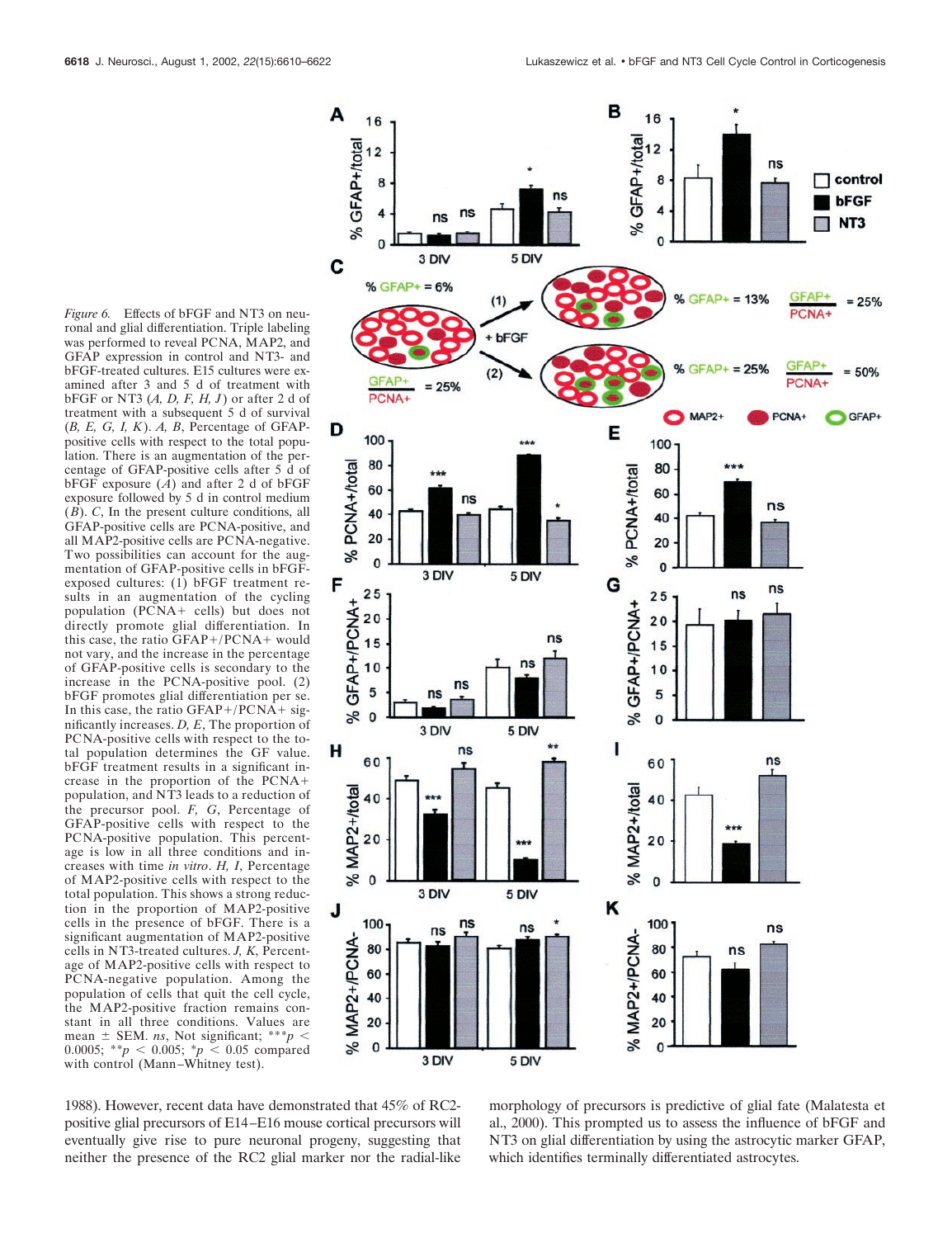*Figure 6.* Effects of bFGF and NT3 on neuronal and glial differentiation. Triple labeling was performed to reveal PCNA, MAP2, and GFAP expression in control and NT3- and bFGF-treated cultures. E15 cultures were examined after 3 and 5 d of treatment with bFGF or NT3 (*A, D, F, H, J*) or after 2 d of treatment with a subsequent 5 d of survival (*B, E, G, I, K*). *A, B*, Percentage of GFAP-positive cells with respect to the total population. There is an augmentation of the percentage of GFAP-positive cells after 5 d of bFGF exposure (*A*) and after 2 d of bFGF exposure followed by 5 d in control medium (*B*). *C*, In the present culture conditions, all GFAP-positive cells are PCNA-positive, and all MAP2-positive cells are PCNA-negative. Two possibilities can account for the augmentation of GFAP-positive cells in bFGF-exposed cultures: (1) bFGF treatment results in an augmentation of the cycling population (PCNA+ cells) but does not directly promote glial differentiation. In this case, the ratio GFAP+/PCNA+ would not vary, and the increase in the percentage of GFAP-positive cells is secondary to the increase in the PCNA-positive pool. (2) bFGF promotes glial differentiation per se. In this case, the ratio GFAP+/PCNA+ significantly increases. *D, E*, The proportion of PCNA-positive cells with respect to the total population determines the GF value. bFGF treatment results in a significant increase in the proportion of the PCNA+ population, and NT3 leads to a reduction of the precursor pool. *F, G*, Percentage of GFAP-positive cells with respect to the PCNA-positive population. This percentage is low in all three conditions and increases with time *in vitro*. *H, I*, Percentage of MAP2-positive cells with respect to the total population. This shows a strong reduction in the proportion of MAP2-positive cells in the presence of bFGF. There is a significant augmentation of MAP2-positive cells in NT3-treated cultures. *J, K*, Percentage of MAP2-positive cells with respect to PCNA-negative population. Among the population of cells that quit the cell cycle, the MAP2-positive fraction remains constant in all three conditions. Values are mean ± SEM. *ns*, Not significant; $^{***}p < 0.0005$; $^{**}p < 0.005$; $^{*}p < 0.05$ compared with control (Mann–Whitney test).

1988). However, recent data have demonstrated that 45% of RC2-positive glial precursors of E14–E16 mouse cortical precursors will eventually give rise to pure neuronal progeny, suggesting that neither the presence of the RC2 glial marker nor the radial-like morphology of precursors is predictive of glial fate (Malatesta et al., 2000). This prompted us to assess the influence of bFGF and NT3 on glial differentiation by using the astrocytic marker GFAP, which identifies terminally differentiated astrocytes.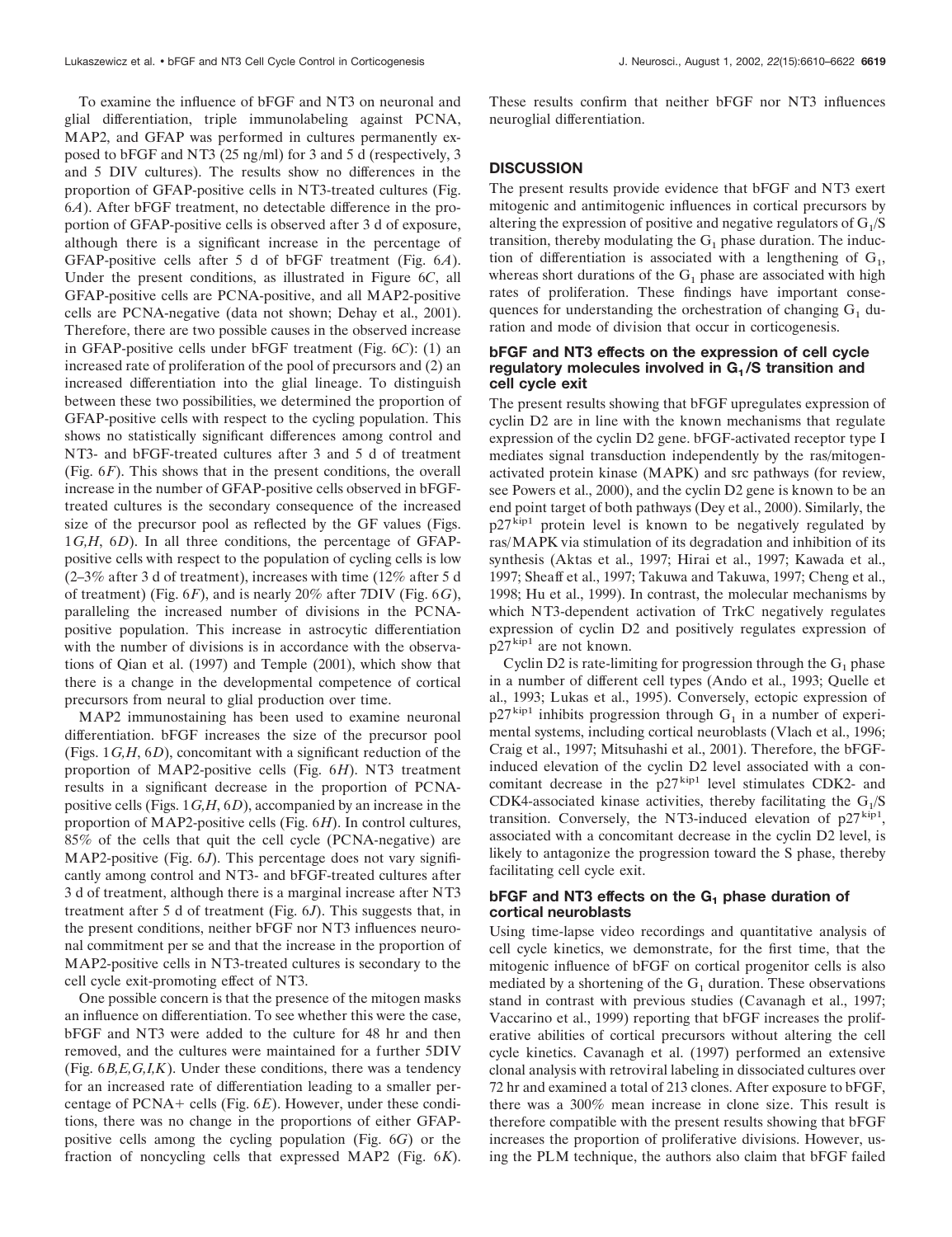To examine the influence of bFGF and NT3 on neuronal and glial differentiation, triple immunolabeling against PCNA, MAP2, and GFAP was performed in cultures permanently exposed to bFGF and NT3 (25 ng/ml) for 3 and 5 d (respectively, 3 and 5 DIV cultures). The results show no differences in the proportion of GFAP-positive cells in NT3-treated cultures (Fig. 6*A*). After bFGF treatment, no detectable difference in the proportion of GFAP-positive cells is observed after 3 d of exposure, although there is a significant increase in the percentage of GFAP-positive cells after 5 d of bFGF treatment (Fig. 6*A*). Under the present conditions, as illustrated in Figure 6*C*, all GFAP-positive cells are PCNA-positive, and all MAP2-positive cells are PCNA-negative (data not shown; Dehay et al., 2001). Therefore, there are two possible causes in the observed increase in GFAP-positive cells under bFGF treatment (Fig. 6*C*): (1) an increased rate of proliferation of the pool of precursors and (2) an increased differentiation into the glial lineage. To distinguish between these two possibilities, we determined the proportion of GFAP-positive cells with respect to the cycling population. This shows no statistically significant differences among control and NT3- and bFGF-treated cultures after 3 and 5 d of treatment (Fig. 6*F*). This shows that in the present conditions, the overall increase in the number of GFAP-positive cells observed in bFGF-treated cultures is the secondary consequence of the increased size of the precursor pool as reflected by the GF values (Figs. 1*G,H*, 6*D*). In all three conditions, the percentage of GFAP-positive cells with respect to the population of cycling cells is low (2–3% after 3 d of treatment), increases with time (12% after 5 d of treatment) (Fig. 6*F*), and is nearly 20% after 7DIV (Fig. 6*G*), paralleling the increased number of divisions in the PCNA-positive population. This increase in astrocytic differentiation with the number of divisions is in accordance with the observations of Qian et al. (1997) and Temple (2001), which show that there is a change in the developmental competence of cortical precursors from neural to glial production over time.

MAP2 immunostaining has been used to examine neuronal differentiation. bFGF increases the size of the precursor pool (Figs. 1*G,H*, 6*D*), concomitant with a significant reduction of the proportion of MAP2-positive cells (Fig. 6*H*). NT3 treatment results in a significant decrease in the proportion of PCNA-positive cells (Figs. 1*G,H*, 6*D*), accompanied by an increase in the proportion of MAP2-positive cells (Fig. 6*H*). In control cultures, 85% of the cells that quit the cell cycle (PCNA-negative) are MAP2-positive (Fig. 6*J*). This percentage does not vary significantly among control and NT3- and bFGF-treated cultures after 3 d of treatment, although there is a marginal increase after NT3 treatment after 5 d of treatment (Fig. 6*J*). This suggests that, in the present conditions, neither bFGF nor NT3 influences neuronal commitment per se and that the increase in the proportion of MAP2-positive cells in NT3-treated cultures is secondary to the cell cycle exit-promoting effect of NT3.

One possible concern is that the presence of the mitogen masks an influence on differentiation. To see whether this were the case, bFGF and NT3 were added to the culture for 48 hr and then removed, and the cultures were maintained for a further 5DIV (Fig. 6*B,E,G,I,K*). Under these conditions, there was a tendency for an increased rate of differentiation leading to a smaller percentage of PCNA+ cells (Fig. 6*E*). However, under these conditions, there was no change in the proportions of either GFAP-positive cells among the cycling population (Fig. 6*G*) or the fraction of noncycling cells that expressed MAP2 (Fig. 6*K*). These results confirm that neither bFGF nor NT3 influences neuroglial differentiation.

## DISCUSSION

The present results provide evidence that bFGF and NT3 exert mitogenic and antimitogenic influences in cortical precursors by altering the expression of positive and negative regulators of $G_1$/S transition, thereby modulating the $G_1$ phase duration. The induction of differentiation is associated with a lengthening of $G_1$, whereas short durations of the $G_1$ phase are associated with high rates of proliferation. These findings have important consequences for understanding the orchestration of changing $G_1$ duration and mode of division that occur in corticogenesis.

### bFGF and NT3 effects on the expression of cell cycle regulatory molecules involved in $G_1$/S transition and cell cycle exit

The present results showing that bFGF upregulates expression of cyclin D2 are in line with the known mechanisms that regulate expression of the cyclin D2 gene. bFGF-activated receptor type I mediates signal transduction independently by the ras/mitogen-activated protein kinase (MAPK) and src pathways (for review, see Powers et al., 2000), and the cyclin D2 gene is known to be an end point target of both pathways (Dey et al., 2000). Similarly, the $p27^{kip1}$ protein level is known to be negatively regulated by ras/MAPK via stimulation of its degradation and inhibition of its synthesis (Aktas et al., 1997; Hirai et al., 1997; Kawada et al., 1997; Sheaff et al., 1997; Takuwa and Takuwa, 1997; Cheng et al., 1998; Hu et al., 1999). In contrast, the molecular mechanisms by which NT3-dependent activation of TrkC negatively regulates expression of cyclin D2 and positively regulates expression of $p27^{kip1}$ are not known.

Cyclin D2 is rate-limiting for progression through the $G_1$ phase in a number of different cell types (Ando et al., 1993; Quelle et al., 1993; Lukas et al., 1995). Conversely, ectopic expression of $p27^{kip1}$ inhibits progression through $G_1$ in a number of experimental systems, including cortical neuroblasts (Vlach et al., 1996; Craig et al., 1997; Mitsuhashi et al., 2001). Therefore, the bFGF-induced elevation of the cyclin D2 level associated with a concomitant decrease in the $p27^{kip1}$ level stimulates CDK2- and CDK4-associated kinase activities, thereby facilitating the $G_1$/S transition. Conversely, the NT3-induced elevation of $p27^{kip1}$, associated with a concomitant decrease in the cyclin D2 level, is likely to antagonize the progression toward the S phase, thereby facilitating cell cycle exit.

### bFGF and NT3 effects on the $G_1$ phase duration of cortical neuroblasts

Using time-lapse video recordings and quantitative analysis of cell cycle kinetics, we demonstrate, for the first time, that the mitogenic influence of bFGF on cortical progenitor cells is also mediated by a shortening of the $G_1$ duration. These observations stand in contrast with previous studies (Cavanagh et al., 1997; Vaccarino et al., 1999) reporting that bFGF increases the proliferative abilities of cortical precursors without altering the cell cycle kinetics. Cavanagh et al. (1997) performed an extensive clonal analysis with retroviral labeling in dissociated cultures over 72 hr and examined a total of 213 clones. After exposure to bFGF, there was a 300% mean increase in clone size. This result is therefore compatible with the present results showing that bFGF increases the proportion of proliferative divisions. However, using the PLM technique, the authors also claim that bFGF failed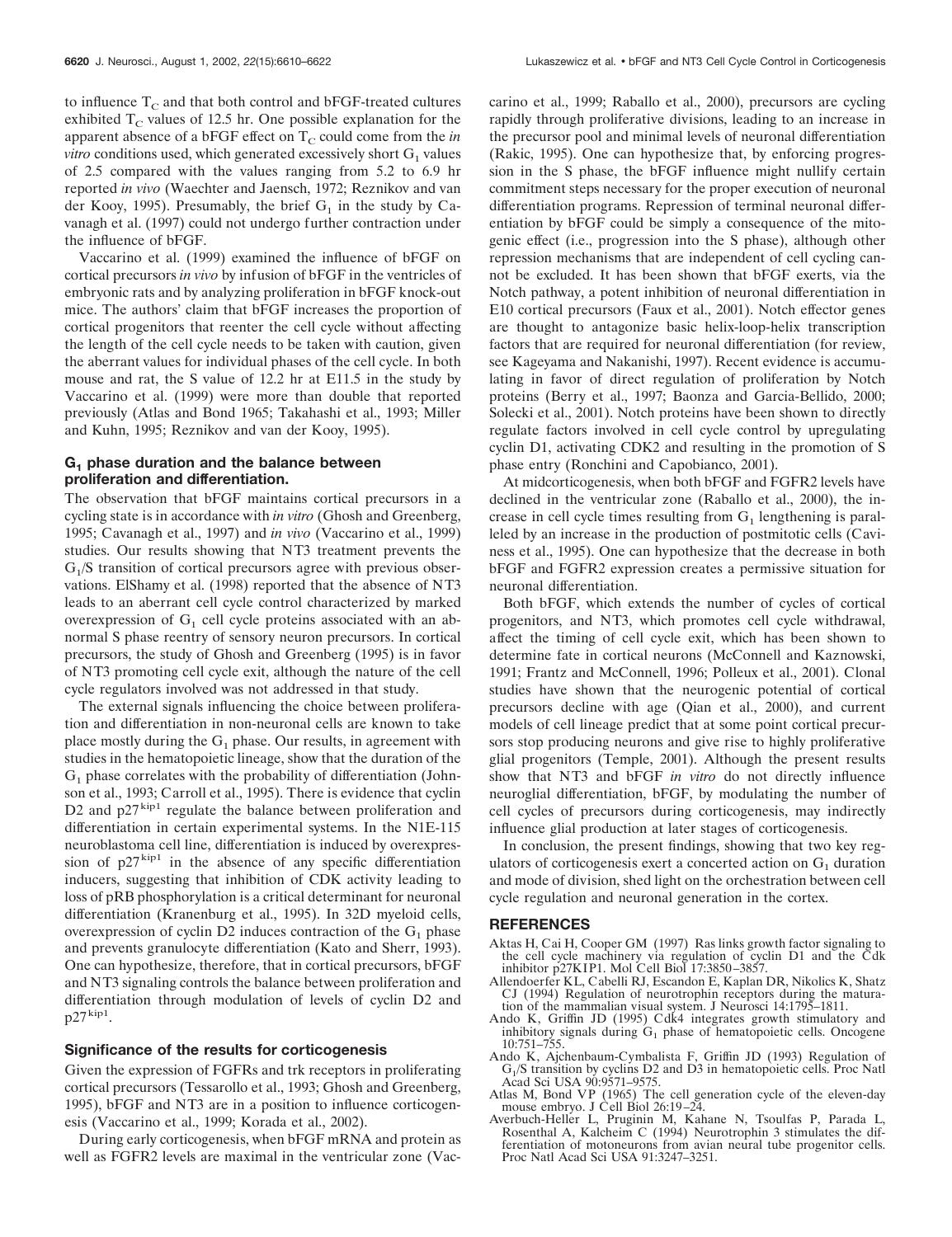to influence $T_C$ and that both control and bFGF-treated cultures exhibited $T_C$ values of 12.5 hr. One possible explanation for the apparent absence of a bFGF effect on $T_C$ could come from the *in vitro* conditions used, which generated excessively short $G_1$ values of 2.5 compared with the values ranging from 5.2 to 6.9 hr reported *in vivo* (Waechter and Jaensch, 1972; Reznikov and van der Kooy, 1995). Presumably, the brief $G_1$ in the study by Cavanagh et al. (1997) could not undergo further contraction under the influence of bFGF.

Vaccarino et al. (1999) examined the influence of bFGF on cortical precursors *in vivo* by infusion of bFGF in the ventricles of embryonic rats and by analyzing proliferation in bFGF knock-out mice. The authors' claim that bFGF increases the proportion of cortical progenitors that reenter the cell cycle without affecting the length of the cell cycle needs to be taken with caution, given the aberrant values for individual phases of the cell cycle. In both mouse and rat, the S value of 12.2 hr at E11.5 in the study by Vaccarino et al. (1999) were more than double that reported previously (Atlas and Bond 1965; Takahashi et al., 1993; Miller and Kuhn, 1995; Reznikov and van der Kooy, 1995).

### $G_1$ phase duration and the balance between proliferation and differentiation.

The observation that bFGF maintains cortical precursors in a cycling state is in accordance with *in vitro* (Ghosh and Greenberg, 1995; Cavanagh et al., 1997) and *in vivo* (Vaccarino et al., 1999) studies. Our results showing that NT3 treatment prevents the $G_1$/S transition of cortical precursors agree with previous observations. ElShamy et al. (1998) reported that the absence of NT3 leads to an aberrant cell cycle control characterized by marked overexpression of $G_1$ cell cycle proteins associated with an abnormal S phase reentry of sensory neuron precursors. In cortical precursors, the study of Ghosh and Greenberg (1995) is in favor of NT3 promoting cell cycle exit, although the nature of the cell cycle regulators involved was not addressed in that study.

The external signals influencing the choice between proliferation and differentiation in non-neuronal cells are known to take place mostly during the $G_1$ phase. Our results, in agreement with studies in the hematopoietic lineage, show that the duration of the $G_1$ phase correlates with the probability of differentiation (Johnson et al., 1993; Carroll et al., 1995). There is evidence that cyclin D2 and $p27^{kip1}$ regulate the balance between proliferation and differentiation in certain experimental systems. In the N1E-115 neuroblastoma cell line, differentiation is induced by overexpression of $p27^{kip1}$ in the absence of any specific differentiation inducers, suggesting that inhibition of CDK activity leading to loss of pRB phosphorylation is a critical determinant for neuronal differentiation (Kranenburg et al., 1995). In 32D myeloid cells, overexpression of cyclin D2 induces contraction of the $G_1$ phase and prevents granulocyte differentiation (Kato and Sherr, 1993). One can hypothesize, therefore, that in cortical precursors, bFGF and NT3 signaling controls the balance between proliferation and differentiation through modulation of levels of cyclin D2 and $p27^{kip1}$.

### Significance of the results for corticogenesis

Given the expression of FGFRs and trk receptors in proliferating cortical precursors (Tessarollo et al., 1993; Ghosh and Greenberg, 1995), bFGF and NT3 are in a position to influence corticogenesis (Vaccarino et al., 1999; Korada et al., 2002).

During early corticogenesis, when bFGF mRNA and protein as well as FGFR2 levels are maximal in the ventricular zone (Vaccarino et al., 1999; Raballo et al., 2000), precursors are cycling rapidly through proliferative divisions, leading to an increase in the precursor pool and minimal levels of neuronal differentiation (Rakic, 1995). One can hypothesize that, by enforcing progression in the S phase, the bFGF influence might nullify certain commitment steps necessary for the proper execution of neuronal differentiation programs. Repression of terminal neuronal differentiation by bFGF could be simply a consequence of the mitogenic effect (i.e., progression into the S phase), although other repression mechanisms that are independent of cell cycling cannot be excluded. It has been shown that bFGF exerts, via the Notch pathway, a potent inhibition of neuronal differentiation in E10 cortical precursors (Faux et al., 2001). Notch effector genes are thought to antagonize basic helix-loop-helix transcription factors that are required for neuronal differentiation (for review, see Kageyama and Nakanishi, 1997). Recent evidence is accumulating in favor of direct regulation of proliferation by Notch proteins (Berry et al., 1997; Baonza and Garcia-Bellido, 2000; Solecki et al., 2001). Notch proteins have been shown to directly regulate factors involved in cell cycle control by upregulating cyclin D1, activating CDK2 and resulting in the promotion of S phase entry (Ronchini and Capobianco, 2001).

At midcorticogenesis, when both bFGF and FGFR2 levels have declined in the ventricular zone (Raballo et al., 2000), the increase in cell cycle times resulting from $G_1$ lengthening is paralleled by an increase in the production of postmitotic cells (Caviness et al., 1995). One can hypothesize that the decrease in both bFGF and FGFR2 expression creates a permissive situation for neuronal differentiation.

Both bFGF, which extends the number of cycles of cortical progenitors, and NT3, which promotes cell cycle withdrawal, affect the timing of cell cycle exit, which has been shown to determine fate in cortical neurons (McConnell and Kaznowski, 1991; Frantz and McConnell, 1996; Polleux et al., 2001). Clonal studies have shown that the neurogenic potential of cortical precursors decline with age (Qian et al., 2000), and current models of cell lineage predict that at some point cortical precursors stop producing neurons and give rise to highly proliferative glial progenitors (Temple, 2001). Although the present results show that NT3 and bFGF *in vitro* do not directly influence neuroglial differentiation, bFGF, by modulating the number of cell cycles of precursors during corticogenesis, may indirectly influence glial production at later stages of corticogenesis.

In conclusion, the present findings, showing that two key regulators of corticogenesis exert a concerted action on $G_1$ duration and mode of division, shed light on the orchestration between cell cycle regulation and neuronal generation in the cortex.

## REFERENCES

Aktas H, Cai H, Cooper GM (1997) Ras links growth factor signaling to the cell cycle machinery via regulation of cyclin D1 and the Cdk inhibitor p27KIP1. Mol Cell Biol 17:3850–3857.

Allendoerfer KL, Cabelli RJ, Escandon E, Kaplan DR, Nikolics K, Shatz CJ (1994) Regulation of neurotrophin receptors during the maturation of the mammalian visual system. J Neurosci 14:1795–1811.

Ando K, Griffin JD (1995) Cdk4 integrates growth stimulatory and inhibitory signals during $G_1$ phase of hematopoietic cells. Oncogene 10:751–755.

Ando K, Ajchenbaum-Cymbalista F, Griffin JD (1993) Regulation of $G_1$/S transition by cyclins D2 and D3 in hematopoietic cells. Proc Natl Acad Sci USA 90:9571–9575.

Atlas M, Bond VP (1965) The cell generation cycle of the eleven-day mouse embryo. J Cell Biol 26:19–24.

Averbuch-Heller L, Pruginin M, Kahane N, Tsoulfas P, Parada L, Rosenthal A, Kalcheim C (1994) Neurotrophin 3 stimulates the differentiation of motoneurons from avian neural tube progenitor cells. Proc Natl Acad Sci USA 91:3247–3251.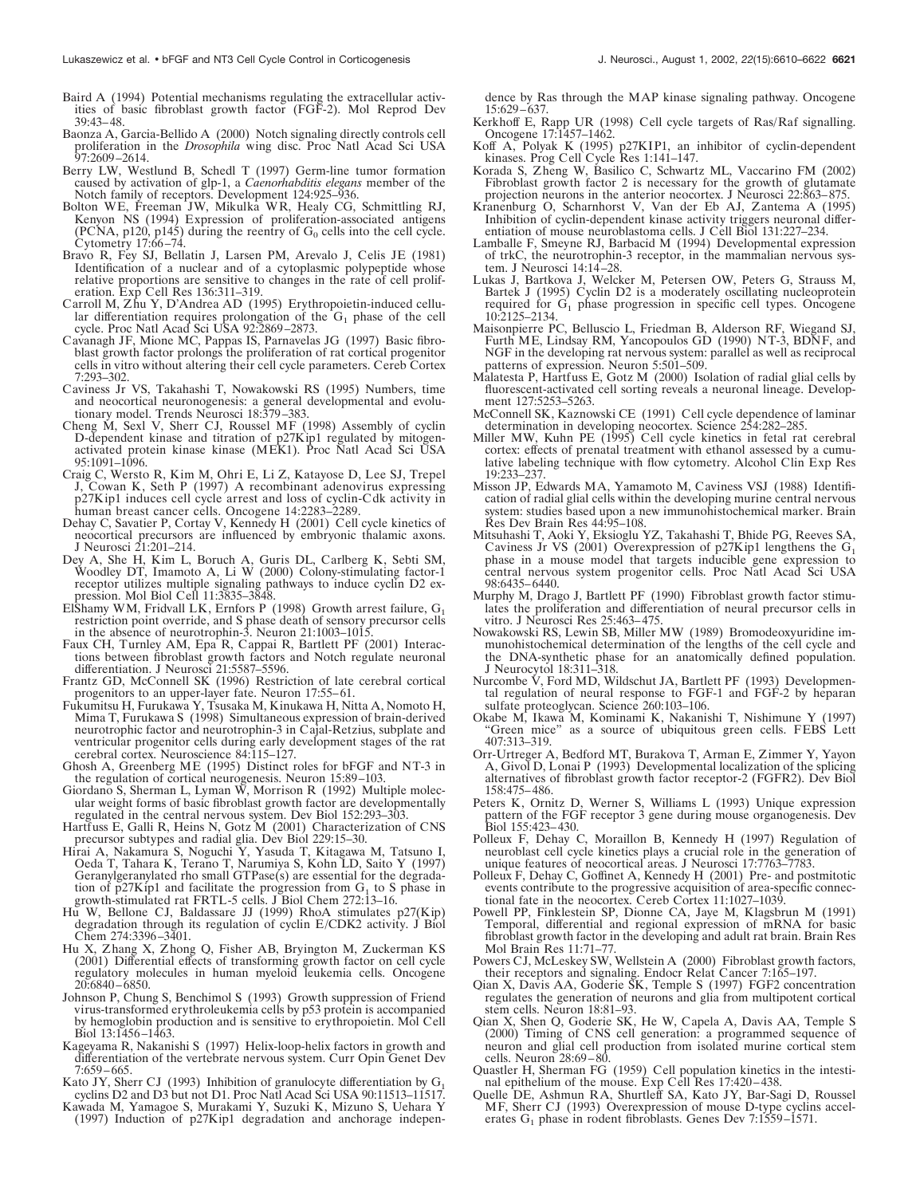Baird A (1994) Potential mechanisms regulating the extracellular activities of basic fibroblast growth factor (FGF-2). Mol Reprod Dev 39:43–48.

Baonza A, Garcia-Bellido A (2000) Notch signaling directly controls cell proliferation in the *Drosophila* wing disc. Proc Natl Acad Sci USA 97:2609–2614.

Berry LW, Westlund B, Schedl T (1997) Germ-line tumor formation caused by activation of glp-1, a *Caenorhabditis elegans* member of the Notch family of receptors. Development 124:925–936.

Bolton WE, Freeman JW, Mikulka WR, Healy CG, Schmittling RJ, Kenyon NS (1994) Expression of proliferation-associated antigens (PCNA, p120, p145) during the reentry of $G_0$ cells into the cell cycle. Cytometry 17:66–74.

Bravo R, Fey SJ, Bellatin J, Larsen PM, Arevalo J, Celis JE (1981) Identification of a nuclear and of a cytoplasmic polypeptide whose relative proportions are sensitive to changes in the rate of cell proliferation. Exp Cell Res 136:311–319.

Carroll M, Zhu Y, D'Andrea AD (1995) Erythropoietin-induced cellular differentiation requires prolongation of the $G_1$ phase of the cell cycle. Proc Natl Acad Sci USA 92:2869–2873.

Cavanagh JF, Mione MC, Pappas IS, Parnavelas JG (1997) Basic fibroblast growth factor prolongs the proliferation of rat cortical progenitor cells in vitro without altering their cell cycle parameters. Cereb Cortex 7:293–302.

Caviness Jr VS, Takahashi T, Nowakowski RS (1995) Numbers, time and neocortical neuronogenesis: a general developmental and evolutionary model. Trends Neurosci 18:379–383.

Cheng M, Sexl V, Sherr CJ, Roussel MF (1998) Assembly of cyclin D-dependent kinase and titration of p27Kip1 regulated by mitogen-activated protein kinase kinase (MEK1). Proc Natl Acad Sci USA 95:1091–1096.

Craig C, Wersto R, Kim M, Ohri E, Li Z, Katayose D, Lee SJ, Trepel J, Cowan K, Seth P (1997) A recombinant adenovirus expressing p27Kip1 induces cell cycle arrest and loss of cyclin-Cdk activity in human breast cancer cells. Oncogene 14:2283–2289.

Dehay C, Savatier P, Cortay V, Kennedy H (2001) Cell cycle kinetics of neocortical precursors are influenced by embryonic thalamic axons. J Neurosci 21:201–214.

Dey A, She H, Kim L, Boruch A, Guris DL, Carlberg K, Sebti SM, Woodley DT, Imamoto A, Li W (2000) Colony-stimulating factor-1 receptor utilizes multiple signaling pathways to induce cyclin D2 expression. Mol Biol Cell 11:3835–3848.

ElShamy WM, Fridvall LK, Ernfors P (1998) Growth arrest failure, $G_1$ restriction point override, and S phase death of sensory precursor cells in the absence of neurotrophin-3. Neuron 21:1003–1015.

Faux CH, Turnley AM, Epa R, Cappai R, Bartlett PF (2001) Interactions between fibroblast growth factors and Notch regulate neuronal differentiation. J Neurosci 21:5587–5596.

Frantz GD, McConnell SK (1996) Restriction of late cerebral cortical progenitors to an upper-layer fate. Neuron 17:55–61.

Fukumitsu H, Furukawa Y, Tsusaka M, Kinukawa H, Nitta A, Nomoto H, Mima T, Furukawa S (1998) Simultaneous expression of brain-derived neurotrophic factor and neurotrophin-3 in Cajal-Retzius, subplate and ventricular progenitor cells during early development stages of the rat cerebral cortex. Neuroscience 84:115–127.

Ghosh A, Greenberg ME (1995) Distinct roles for bFGF and NT-3 in the regulation of cortical neurogenesis. Neuron 15:89–103.

Giordano S, Sherman L, Lyman W, Morrison R (1992) Multiple molecular weight forms of basic fibroblast growth factor are developmentally regulated in the central nervous system. Dev Biol 152:293–303.

Hartfuss E, Galli R, Heins N, Gotz M (2001) Characterization of CNS precursor subtypes and radial glia. Dev Biol 229:15–30.

Hirai A, Nakamura S, Noguchi Y, Yasuda T, Kitagawa M, Tatsuno I, Oeda T, Tahara K, Terano T, Narumiya S, Kohn LD, Saito Y (1997) Geranylgeranylated rho small GTPase(s) are essential for the degradation of p27Kip1 and facilitate the progression from $G_1$ to S phase in growth-stimulated rat FRTL-5 cells. J Biol Chem 272:13–16.

Hu W, Bellone CJ, Baldassare JJ (1999) RhoA stimulates p27(Kip) degradation through its regulation of cyclin E/CDK2 activity. J Biol Chem 274:3396–3401.

Hu X, Zhang X, Zhong Q, Fisher AB, Bryington M, Zuckerman KS (2001) Differential effects of transforming growth factor on cell cycle regulatory molecules in human myeloid leukemia cells. Oncogene 20:6840–6850.

Johnson P, Chung S, Benchimol S (1993) Growth suppression of Friend virus-transformed erythroleukemia cells by p53 protein is accompanied by hemoglobin production and is sensitive to erythropoietin. Mol Cell Biol 13:1456–1463.

Kageyama R, Nakanishi S (1997) Helix-loop-helix factors in growth and differentiation of the vertebrate nervous system. Curr Opin Genet Dev 7:659–665.

Kato JY, Sherr CJ (1993) Inhibition of granulocyte differentiation by $G_1$ cyclins D2 and D3 but not D1. Proc Natl Acad Sci USA 90:11513–11517.

Kawada M, Yamagoe S, Murakami Y, Suzuki K, Mizuno S, Uehara Y (1997) Induction of p27Kip1 degradation and anchorage independence by Ras through the MAP kinase signaling pathway. Oncogene 15:629–637.

Kerkhoff E, Rapp UR (1998) Cell cycle targets of Ras/Raf signalling. Oncogene 17:1457–1462.

Koff A, Polyak K (1995) p27KIP1, an inhibitor of cyclin-dependent kinases. Prog Cell Cycle Res 1:141–147.

Korada S, Zheng W, Basilico C, Schwartz ML, Vaccarino FM (2002) Fibroblast growth factor 2 is necessary for the growth of glutamate projection neurons in the anterior neocortex. J Neurosci 22:863–875.

Kranenburg O, Scharnhorst V, Van der Eb AJ, Zantema A (1995) Inhibition of cyclin-dependent kinase activity triggers neuronal differentiation of mouse neuroblastoma cells. J Cell Biol 131:227–234.

Lamballe F, Smeyne RJ, Barbacid M (1994) Developmental expression of trkC, the neurotrophin-3 receptor, in the mammalian nervous system. J Neurosci 14:14–28.

Lukas J, Bartkova J, Welcker M, Petersen OW, Peters G, Strauss M, Bartek J (1995) Cyclin D2 is a moderately oscillating nucleoprotein required for $G_1$ phase progression in specific cell types. Oncogene 10:2125–2134.

Maisonpierre PC, Belluscio L, Friedman B, Alderson RF, Wiegand SJ, Furth ME, Lindsay RM, Yancopoulos GD (1990) NT-3, BDNF, and NGF in the developing rat nervous system: parallel as well as reciprocal patterns of expression. Neuron 5:501–509.

Malatesta P, Hartfuss E, Gotz M (2000) Isolation of radial glial cells by fluorescent-activated cell sorting reveals a neuronal lineage. Development 127:5253–5263.

McConnell SK, Kaznowski CE (1991) Cell cycle dependence of laminar determination in developing neocortex. Science 254:282–285.

Miller MW, Kuhn PE (1995) Cell cycle kinetics in fetal rat cerebral cortex: effects of prenatal treatment with ethanol assessed by a cumulative labeling technique with flow cytometry. Alcohol Clin Exp Res 19:233–237.

Misson JP, Edwards MA, Yamamoto M, Caviness VSJ (1988) Identification of radial glial cells within the developing murine central nervous system: studies based upon a new immunohistochemical marker. Brain Res Dev Brain Res 44:95–108.

Mitsuhashi T, Aoki Y, Eksioglu YZ, Takahashi T, Bhide PG, Reeves SA, Caviness Jr VS (2001) Overexpression of p27Kip1 lengthens the $G_1$ phase in a mouse model that targets inducible gene expression to central nervous system progenitor cells. Proc Natl Acad Sci USA 98:6435–6440.

Murphy M, Drago J, Bartlett PF (1990) Fibroblast growth factor stimulates the proliferation and differentiation of neural precursor cells in vitro. J Neurosci Res 25:463–475.

Nowakowski RS, Lewin SB, Miller MW (1989) Bromodeoxyuridine immunohistochemical determination of the lengths of the cell cycle and the DNA-synthetic phase for an anatomically defined population. J Neurocytol 18:311–318.

Nurcombe V, Ford MD, Wildschut JA, Bartlett PF (1993) Developmental regulation of neural response to FGF-1 and FGF-2 by heparan sulfate proteoglycan. Science 260:103–106.

Okabe M, Ikawa M, Kominami K, Nakanishi T, Nishimune Y (1997) "Green mice" as a source of ubiquitous green cells. FEBS Lett 407:313–319.

Orr-Urtreger A, Bedford MT, Burakova T, Arman E, Zimmer Y, Yayon A, Givol D, Lonai P (1993) Developmental localization of the splicing alternatives of fibroblast growth factor receptor-2 (FGFR2). Dev Biol 158:475–486.

Peters K, Ornitz D, Werner S, Williams L (1993) Unique expression pattern of the FGF receptor 3 gene during mouse organogenesis. Dev Biol 155:423–430.

Polleux F, Dehay C, Moraillon B, Kennedy H (1997) Regulation of neuroblast cell cycle kinetics plays a crucial role in the generation of unique features of neocortical areas. J Neurosci 17:7763–7783.

Polleux F, Dehay C, Goffinet A, Kennedy H (2001) Pre- and postmitotic events contribute to the progressive acquisition of area-specific connectional fate in the neocortex. Cereb Cortex 11:1027–1039.

Powell PP, Finklestein SP, Dionne CA, Jaye M, Klagsbrun M (1991) Temporal, differential and regional expression of mRNA for basic fibroblast growth factor in the developing and adult rat brain. Brain Res Mol Brain Res 11:71–77.

Powers CJ, McLeskey SW, Wellstein A (2000) Fibroblast growth factors, their receptors and signaling. Endocr Relat Cancer 7:165–197.

Qian X, Davis AA, Goderie SK, Temple S (1997) FGF2 concentration regulates the generation of neurons and glia from multipotent cortical stem cells. Neuron 18:81–93.

Qian X, Shen Q, Goderie SK, He W, Capela A, Davis AA, Temple S (2000) Timing of CNS cell generation: a programmed sequence of neuron and glial cell production from isolated murine cortical stem cells. Neuron 28:69–80.

Quastler H, Sherman FG (1959) Cell population kinetics in the intestinal epithelium of the mouse. Exp Cell Res 17:420–438.

Quelle DE, Ashmun RA, Shurtleff SA, Kato JY, Bar-Sagi D, Roussel MF, Sherr CJ (1993) Overexpression of mouse D-type cyclins accelerates $G_1$ phase in rodent fibroblasts. Genes Dev 7:1559–1571.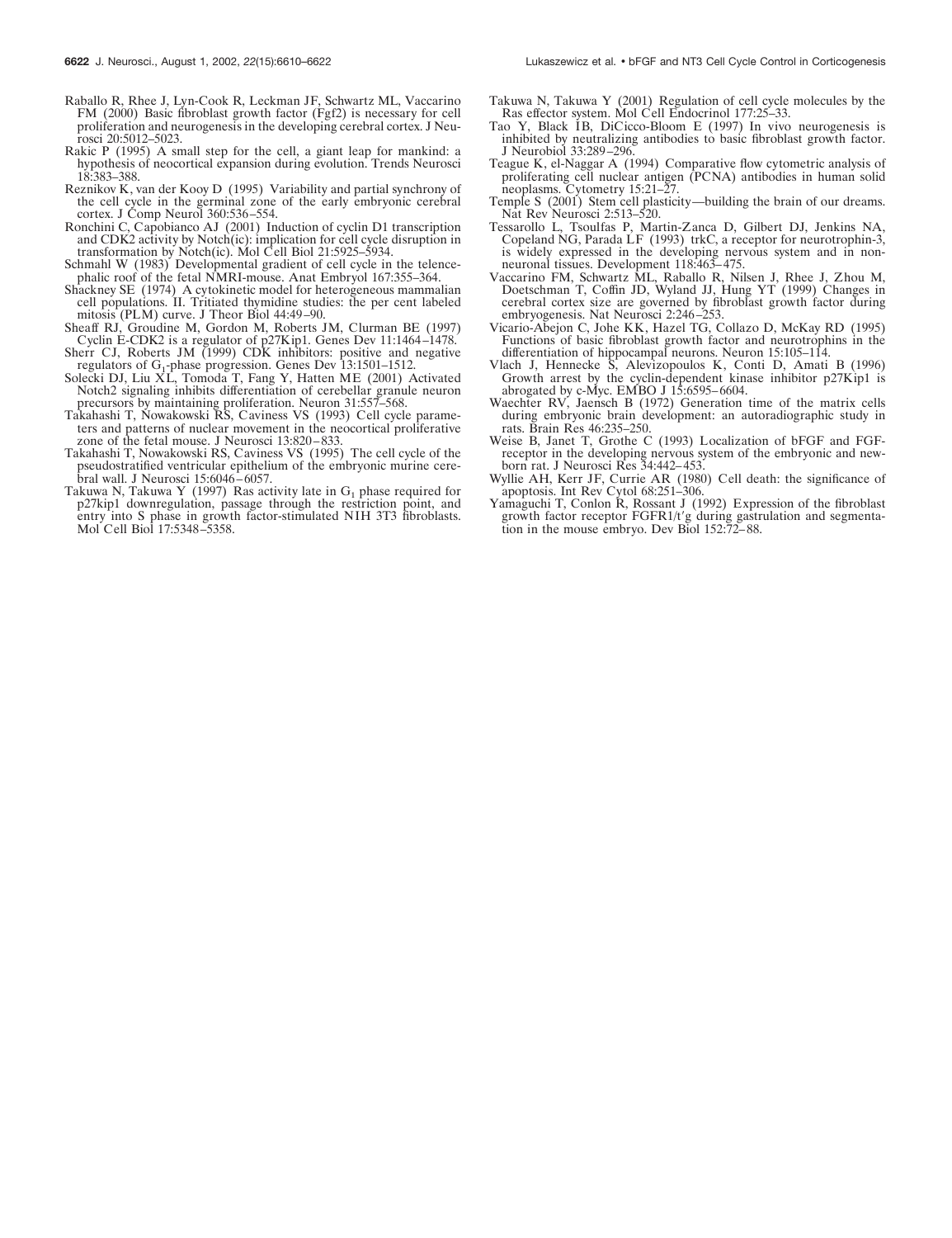Raballo R, Rhee J, Lyn-Cook R, Leckman JF, Schwartz ML, Vaccarino FM (2000) Basic fibroblast growth factor (Fgf2) is necessary for cell proliferation and neurogenesis in the developing cerebral cortex. J Neurosci 20:5012–5023.

Rakic P (1995) A small step for the cell, a giant leap for mankind: a hypothesis of neocortical expansion during evolution. Trends Neurosci 18:383–388.

Reznikov K, van der Kooy D (1995) Variability and partial synchrony of the cell cycle in the germinal zone of the early embryonic cerebral cortex. J Comp Neurol 360:536–554.

Ronchini C, Capobianco AJ (2001) Induction of cyclin D1 transcription and CDK2 activity by Notch(ic): implication for cell cycle disruption in transformation by Notch(ic). Mol Cell Biol 21:5925–5934.

Schmahl W (1983) Developmental gradient of cell cycle in the telencephalic roof of the fetal NMRI-mouse. Anat Embryol 167:355–364.

Shackney SE (1974) A cytokinetic model for heterogeneous mammalian cell populations. II. Tritiated thymidine studies: the per cent labeled mitosis (PLM) curve. J Theor Biol 44:49–90.

Sheaff RJ, Groudine M, Gordon M, Roberts JM, Clurman BE (1997) Cyclin E-CDK2 is a regulator of p27Kip1. Genes Dev 11:1464–1478.

Sherr CJ, Roberts JM (1999) CDK inhibitors: positive and negative regulators of $G_1$-phase progression. Genes Dev 13:1501–1512.

Solecki DJ, Liu XL, Tomoda T, Fang Y, Hatten ME (2001) Activated Notch2 signaling inhibits differentiation of cerebellar granule neuron precursors by maintaining proliferation. Neuron 31:557–568.

Takahashi T, Nowakowski RS, Caviness VS (1993) Cell cycle parameters and patterns of nuclear movement in the neocortical proliferative zone of the fetal mouse. J Neurosci 13:820–833.

Takahashi T, Nowakowski RS, Caviness VS (1995) The cell cycle of the pseudostratified ventricular epithelium of the embryonic murine cerebral wall. J Neurosci 15:6046–6057.

Takuwa N, Takuwa Y (1997) Ras activity late in $G_1$ phase required for p27kip1 downregulation, passage through the restriction point, and entry into S phase in growth factor-stimulated NIH 3T3 fibroblasts. Mol Cell Biol 17:5348–5358.

Takuwa N, Takuwa Y (2001) Regulation of cell cycle molecules by the Ras effector system. Mol Cell Endocrinol 177:25–33.

Tao Y, Black IB, DiCicco-Bloom E (1997) In vivo neurogenesis is inhibited by neutralizing antibodies to basic fibroblast growth factor. J Neurobiol 33:289–296.

Teague K, el-Naggar A (1994) Comparative flow cytometric analysis of proliferating cell nuclear antigen (PCNA) antibodies in human solid neoplasms. Cytometry 15:21–27.

Temple S (2001) Stem cell plasticity—building the brain of our dreams. Nat Rev Neurosci 2:513–520.

Tessarollo L, Tsoulfas P, Martin-Zanca D, Gilbert DJ, Jenkins NA, Copeland NG, Parada LF (1993) trkC, a receptor for neurotrophin-3, is widely expressed in the developing nervous system and in non-neuronal tissues. Development 118:463–475.

Vaccarino FM, Schwartz ML, Raballo R, Nilsen J, Rhee J, Zhou M, Doetschman T, Coffin JD, Wyland JJ, Hung YT (1999) Changes in cerebral cortex size are governed by fibroblast growth factor during embryogenesis. Nat Neurosci 2:246–253.

Vicario-Abejon C, Johe KK, Hazel TG, Collazo D, McKay RD (1995) Functions of basic fibroblast growth factor and neurotrophins in the differentiation of hippocampal neurons. Neuron 15:105–114.

Vlach J, Hennecke S, Alevizopoulos K, Conti D, Amati B (1996) Growth arrest by the cyclin-dependent kinase inhibitor p27Kip1 is abrogated by c-Myc. EMBO J 15:6595–6604.

Waechter RV, Jaensch B (1972) Generation time of the matrix cells during embryonic brain development: an autoradiographic study in rats. Brain Res 46:235–250.

Weise B, Janet T, Grothe C (1993) Localization of bFGF and FGF-receptor in the developing nervous system of the embryonic and newborn rat. J Neurosci Res 34:442–453.

Wyllie AH, Kerr JF, Currie AR (1980) Cell death: the significance of apoptosis. Int Rev Cytol 68:251–306.

Yamaguchi T, Conlon R, Rossant J (1992) Expression of the fibroblast growth factor receptor FGFR1/t′g during gastrulation and segmentation in the mouse embryo. Dev Biol 152:72–88.